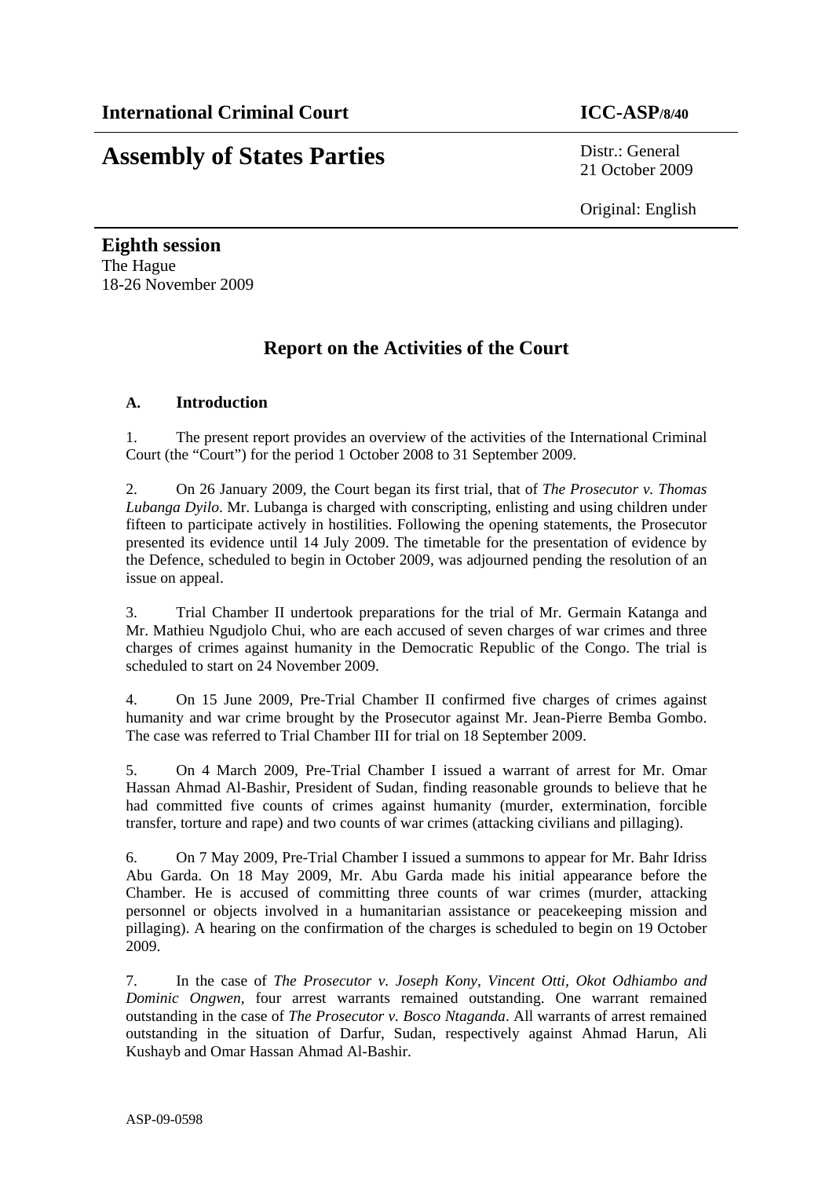**International Criminal Court** **ICC-ASP/8/40**

# Assembly of States Parties

Distr.: General
21 October 2009

Original: English

**Eighth session**
The Hague
18-26 November 2009

## Report on the Activities of the Court

### A. Introduction

1. The present report provides an overview of the activities of the International Criminal Court (the "Court") for the period 1 October 2008 to 31 September 2009.

2. On 26 January 2009, the Court began its first trial, that of *The Prosecutor v. Thomas Lubanga Dyilo*. Mr. Lubanga is charged with conscripting, enlisting and using children under fifteen to participate actively in hostilities. Following the opening statements, the Prosecutor presented its evidence until 14 July 2009. The timetable for the presentation of evidence by the Defence, scheduled to begin in October 2009, was adjourned pending the resolution of an issue on appeal.

3. Trial Chamber II undertook preparations for the trial of Mr. Germain Katanga and Mr. Mathieu Ngudjolo Chui, who are each accused of seven charges of war crimes and three charges of crimes against humanity in the Democratic Republic of the Congo. The trial is scheduled to start on 24 November 2009.

4. On 15 June 2009, Pre-Trial Chamber II confirmed five charges of crimes against humanity and war crime brought by the Prosecutor against Mr. Jean-Pierre Bemba Gombo. The case was referred to Trial Chamber III for trial on 18 September 2009.

5. On 4 March 2009, Pre-Trial Chamber I issued a warrant of arrest for Mr. Omar Hassan Ahmad Al-Bashir, President of Sudan, finding reasonable grounds to believe that he had committed five counts of crimes against humanity (murder, extermination, forcible transfer, torture and rape) and two counts of war crimes (attacking civilians and pillaging).

6. On 7 May 2009, Pre-Trial Chamber I issued a summons to appear for Mr. Bahr Idriss Abu Garda. On 18 May 2009, Mr. Abu Garda made his initial appearance before the Chamber. He is accused of committing three counts of war crimes (murder, attacking personnel or objects involved in a humanitarian assistance or peacekeeping mission and pillaging). A hearing on the confirmation of the charges is scheduled to begin on 19 October 2009.

7. In the case of *The Prosecutor v. Joseph Kony, Vincent Otti, Okot Odhiambo and Dominic Ongwen*, four arrest warrants remained outstanding. One warrant remained outstanding in the case of *The Prosecutor v. Bosco Ntaganda*. All warrants of arrest remained outstanding in the situation of Darfur, Sudan, respectively against Ahmad Harun, Ali Kushayb and Omar Hassan Ahmad Al-Bashir.

ASP-09-0598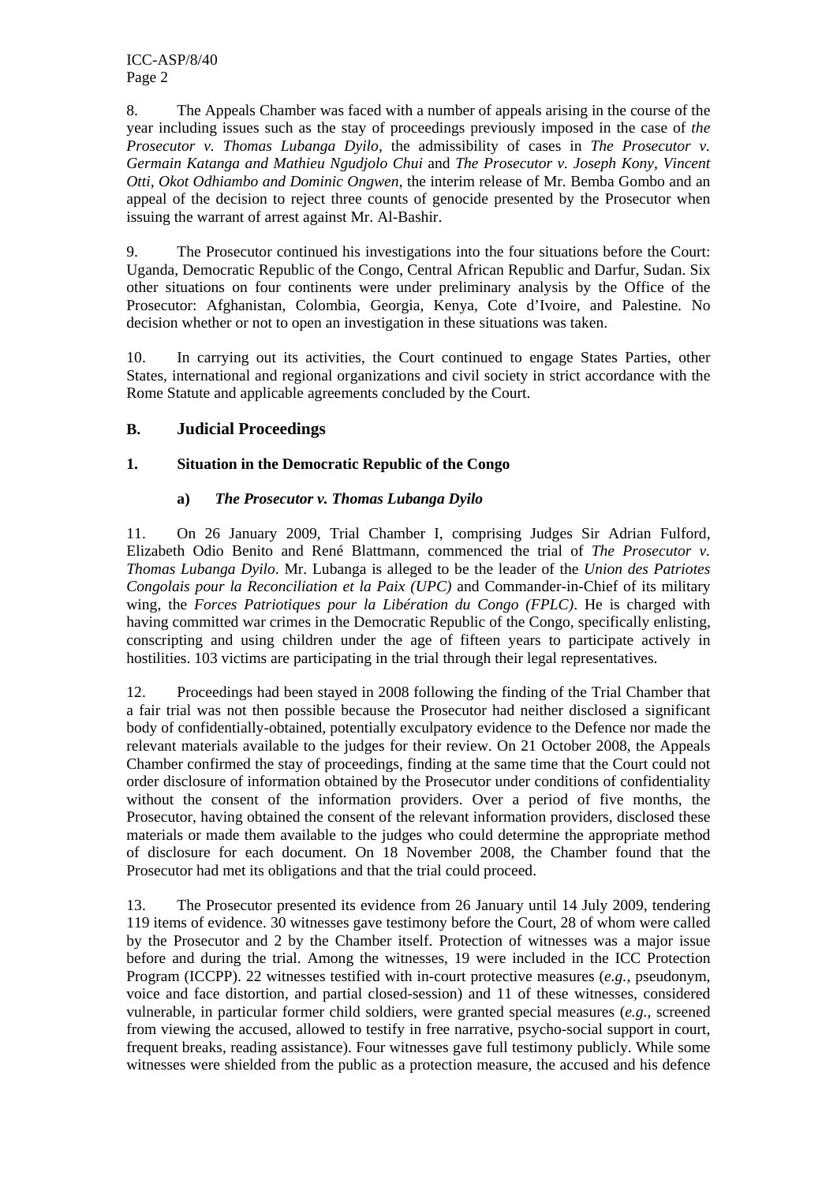8. The Appeals Chamber was faced with a number of appeals arising in the course of the year including issues such as the stay of proceedings previously imposed in the case of *the Prosecutor v. Thomas Lubanga Dyilo*, the admissibility of cases in *The Prosecutor v. Germain Katanga and Mathieu Ngudjolo Chui* and *The Prosecutor v. Joseph Kony, Vincent Otti, Okot Odhiambo and Dominic Ongwen*, the interim release of Mr. Bemba Gombo and an appeal of the decision to reject three counts of genocide presented by the Prosecutor when issuing the warrant of arrest against Mr. Al-Bashir.

9. The Prosecutor continued his investigations into the four situations before the Court: Uganda, Democratic Republic of the Congo, Central African Republic and Darfur, Sudan. Six other situations on four continents were under preliminary analysis by the Office of the Prosecutor: Afghanistan, Colombia, Georgia, Kenya, Cote d'Ivoire, and Palestine. No decision whether or not to open an investigation in these situations was taken.

10. In carrying out its activities, the Court continued to engage States Parties, other States, international and regional organizations and civil society in strict accordance with the Rome Statute and applicable agreements concluded by the Court.

## B. Judicial Proceedings

### 1. Situation in the Democratic Republic of the Congo

#### a) *The Prosecutor v. Thomas Lubanga Dyilo*

11. On 26 January 2009, Trial Chamber I, comprising Judges Sir Adrian Fulford, Elizabeth Odio Benito and René Blattmann, commenced the trial of *The Prosecutor v. Thomas Lubanga Dyilo*. Mr. Lubanga is alleged to be the leader of the *Union des Patriotes Congolais pour la Reconciliation et la Paix (UPC)* and Commander-in-Chief of its military wing, the *Forces Patriotiques pour la Libération du Congo (FPLC)*. He is charged with having committed war crimes in the Democratic Republic of the Congo, specifically enlisting, conscripting and using children under the age of fifteen years to participate actively in hostilities. 103 victims are participating in the trial through their legal representatives.

12. Proceedings had been stayed in 2008 following the finding of the Trial Chamber that a fair trial was not then possible because the Prosecutor had neither disclosed a significant body of confidentially-obtained, potentially exculpatory evidence to the Defence nor made the relevant materials available to the judges for their review. On 21 October 2008, the Appeals Chamber confirmed the stay of proceedings, finding at the same time that the Court could not order disclosure of information obtained by the Prosecutor under conditions of confidentiality without the consent of the information providers. Over a period of five months, the Prosecutor, having obtained the consent of the relevant information providers, disclosed these materials or made them available to the judges who could determine the appropriate method of disclosure for each document. On 18 November 2008, the Chamber found that the Prosecutor had met its obligations and that the trial could proceed.

13. The Prosecutor presented its evidence from 26 January until 14 July 2009, tendering 119 items of evidence. 30 witnesses gave testimony before the Court, 28 of whom were called by the Prosecutor and 2 by the Chamber itself. Protection of witnesses was a major issue before and during the trial. Among the witnesses, 19 were included in the ICC Protection Program (ICCPP). 22 witnesses testified with in-court protective measures (*e.g.*, pseudonym, voice and face distortion, and partial closed-session) and 11 of these witnesses, considered vulnerable, in particular former child soldiers, were granted special measures (*e.g.*, screened from viewing the accused, allowed to testify in free narrative, psycho-social support in court, frequent breaks, reading assistance). Four witnesses gave full testimony publicly. While some witnesses were shielded from the public as a protection measure, the accused and his defence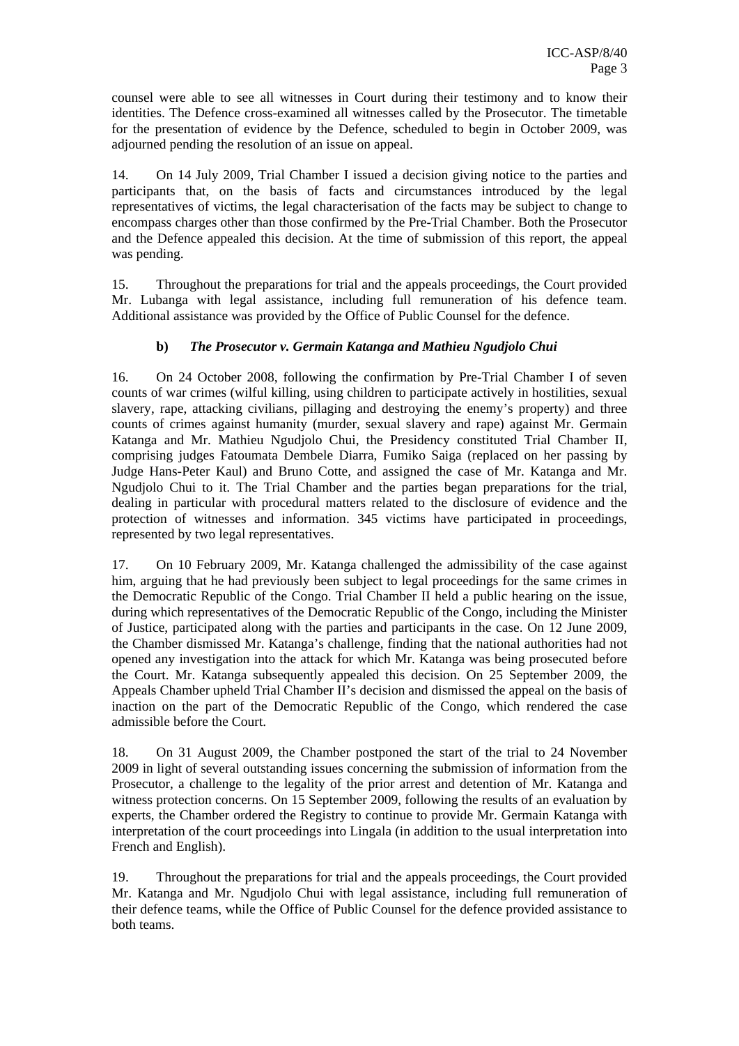counsel were able to see all witnesses in Court during their testimony and to know their identities. The Defence cross-examined all witnesses called by the Prosecutor. The timetable for the presentation of evidence by the Defence, scheduled to begin in October 2009, was adjourned pending the resolution of an issue on appeal.

14. On 14 July 2009, Trial Chamber I issued a decision giving notice to the parties and participants that, on the basis of facts and circumstances introduced by the legal representatives of victims, the legal characterisation of the facts may be subject to change to encompass charges other than those confirmed by the Pre-Trial Chamber. Both the Prosecutor and the Defence appealed this decision. At the time of submission of this report, the appeal was pending.

15. Throughout the preparations for trial and the appeals proceedings, the Court provided Mr. Lubanga with legal assistance, including full remuneration of his defence team. Additional assistance was provided by the Office of Public Counsel for the defence.

### b) *The Prosecutor v. Germain Katanga and Mathieu Ngudjolo Chui*

16. On 24 October 2008, following the confirmation by Pre-Trial Chamber I of seven counts of war crimes (wilful killing, using children to participate actively in hostilities, sexual slavery, rape, attacking civilians, pillaging and destroying the enemy's property) and three counts of crimes against humanity (murder, sexual slavery and rape) against Mr. Germain Katanga and Mr. Mathieu Ngudjolo Chui, the Presidency constituted Trial Chamber II, comprising judges Fatoumata Dembele Diarra, Fumiko Saiga (replaced on her passing by Judge Hans-Peter Kaul) and Bruno Cotte, and assigned the case of Mr. Katanga and Mr. Ngudjolo Chui to it. The Trial Chamber and the parties began preparations for the trial, dealing in particular with procedural matters related to the disclosure of evidence and the protection of witnesses and information. 345 victims have participated in proceedings, represented by two legal representatives.

17. On 10 February 2009, Mr. Katanga challenged the admissibility of the case against him, arguing that he had previously been subject to legal proceedings for the same crimes in the Democratic Republic of the Congo. Trial Chamber II held a public hearing on the issue, during which representatives of the Democratic Republic of the Congo, including the Minister of Justice, participated along with the parties and participants in the case. On 12 June 2009, the Chamber dismissed Mr. Katanga's challenge, finding that the national authorities had not opened any investigation into the attack for which Mr. Katanga was being prosecuted before the Court. Mr. Katanga subsequently appealed this decision. On 25 September 2009, the Appeals Chamber upheld Trial Chamber II's decision and dismissed the appeal on the basis of inaction on the part of the Democratic Republic of the Congo, which rendered the case admissible before the Court.

18. On 31 August 2009, the Chamber postponed the start of the trial to 24 November 2009 in light of several outstanding issues concerning the submission of information from the Prosecutor, a challenge to the legality of the prior arrest and detention of Mr. Katanga and witness protection concerns. On 15 September 2009, following the results of an evaluation by experts, the Chamber ordered the Registry to continue to provide Mr. Germain Katanga with interpretation of the court proceedings into Lingala (in addition to the usual interpretation into French and English).

19. Throughout the preparations for trial and the appeals proceedings, the Court provided Mr. Katanga and Mr. Ngudjolo Chui with legal assistance, including full remuneration of their defence teams, while the Office of Public Counsel for the defence provided assistance to both teams.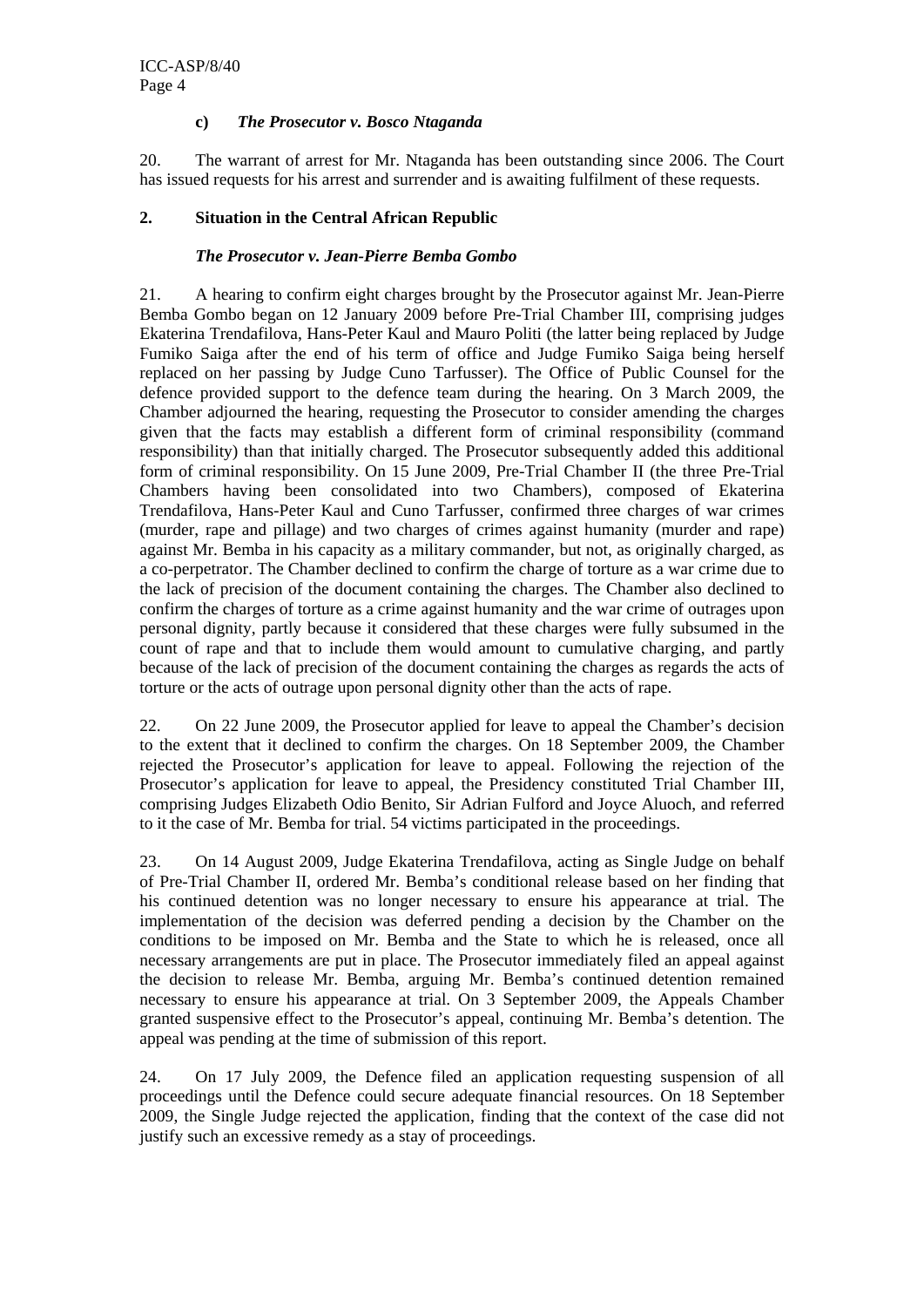#### c) *The Prosecutor v. Bosco Ntaganda*

20. The warrant of arrest for Mr. Ntaganda has been outstanding since 2006. The Court has issued requests for his arrest and surrender and is awaiting fulfilment of these requests.

### 2. Situation in the Central African Republic

#### *The Prosecutor v. Jean-Pierre Bemba Gombo*

21. A hearing to confirm eight charges brought by the Prosecutor against Mr. Jean-Pierre Bemba Gombo began on 12 January 2009 before Pre-Trial Chamber III, comprising judges Ekaterina Trendafilova, Hans-Peter Kaul and Mauro Politi (the latter being replaced by Judge Fumiko Saiga after the end of his term of office and Judge Fumiko Saiga being herself replaced on her passing by Judge Cuno Tarfusser). The Office of Public Counsel for the defence provided support to the defence team during the hearing. On 3 March 2009, the Chamber adjourned the hearing, requesting the Prosecutor to consider amending the charges given that the facts may establish a different form of criminal responsibility (command responsibility) than that initially charged. The Prosecutor subsequently added this additional form of criminal responsibility. On 15 June 2009, Pre-Trial Chamber II (the three Pre-Trial Chambers having been consolidated into two Chambers), composed of Ekaterina Trendafilova, Hans-Peter Kaul and Cuno Tarfusser, confirmed three charges of war crimes (murder, rape and pillage) and two charges of crimes against humanity (murder and rape) against Mr. Bemba in his capacity as a military commander, but not, as originally charged, as a co-perpetrator. The Chamber declined to confirm the charge of torture as a war crime due to the lack of precision of the document containing the charges. The Chamber also declined to confirm the charges of torture as a crime against humanity and the war crime of outrages upon personal dignity, partly because it considered that these charges were fully subsumed in the count of rape and that to include them would amount to cumulative charging, and partly because of the lack of precision of the document containing the charges as regards the acts of torture or the acts of outrage upon personal dignity other than the acts of rape.

22. On 22 June 2009, the Prosecutor applied for leave to appeal the Chamber's decision to the extent that it declined to confirm the charges. On 18 September 2009, the Chamber rejected the Prosecutor's application for leave to appeal. Following the rejection of the Prosecutor's application for leave to appeal, the Presidency constituted Trial Chamber III, comprising Judges Elizabeth Odio Benito, Sir Adrian Fulford and Joyce Aluoch, and referred to it the case of Mr. Bemba for trial. 54 victims participated in the proceedings.

23. On 14 August 2009, Judge Ekaterina Trendafilova, acting as Single Judge on behalf of Pre-Trial Chamber II, ordered Mr. Bemba's conditional release based on her finding that his continued detention was no longer necessary to ensure his appearance at trial. The implementation of the decision was deferred pending a decision by the Chamber on the conditions to be imposed on Mr. Bemba and the State to which he is released, once all necessary arrangements are put in place. The Prosecutor immediately filed an appeal against the decision to release Mr. Bemba, arguing Mr. Bemba's continued detention remained necessary to ensure his appearance at trial. On 3 September 2009, the Appeals Chamber granted suspensive effect to the Prosecutor's appeal, continuing Mr. Bemba's detention. The appeal was pending at the time of submission of this report.

24. On 17 July 2009, the Defence filed an application requesting suspension of all proceedings until the Defence could secure adequate financial resources. On 18 September 2009, the Single Judge rejected the application, finding that the context of the case did not justify such an excessive remedy as a stay of proceedings.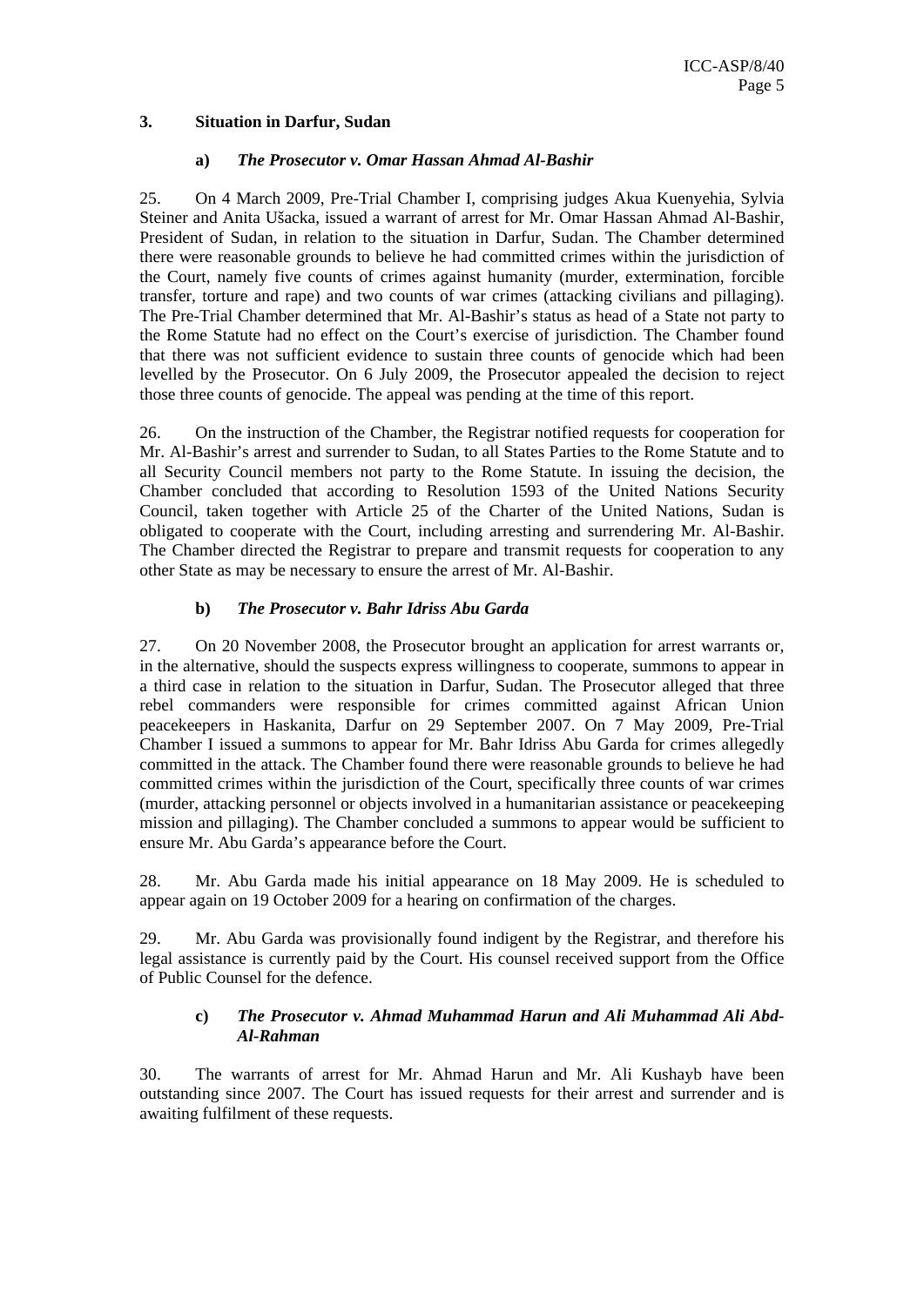### 3. Situation in Darfur, Sudan

#### a) *The Prosecutor v. Omar Hassan Ahmad Al-Bashir*

25. On 4 March 2009, Pre-Trial Chamber I, comprising judges Akua Kuenyehia, Sylvia Steiner and Anita Ušacka, issued a warrant of arrest for Mr. Omar Hassan Ahmad Al-Bashir, President of Sudan, in relation to the situation in Darfur, Sudan. The Chamber determined there were reasonable grounds to believe he had committed crimes within the jurisdiction of the Court, namely five counts of crimes against humanity (murder, extermination, forcible transfer, torture and rape) and two counts of war crimes (attacking civilians and pillaging). The Pre-Trial Chamber determined that Mr. Al-Bashir's status as head of a State not party to the Rome Statute had no effect on the Court's exercise of jurisdiction. The Chamber found that there was not sufficient evidence to sustain three counts of genocide which had been levelled by the Prosecutor. On 6 July 2009, the Prosecutor appealed the decision to reject those three counts of genocide. The appeal was pending at the time of this report.

26. On the instruction of the Chamber, the Registrar notified requests for cooperation for Mr. Al-Bashir's arrest and surrender to Sudan, to all States Parties to the Rome Statute and to all Security Council members not party to the Rome Statute. In issuing the decision, the Chamber concluded that according to Resolution 1593 of the United Nations Security Council, taken together with Article 25 of the Charter of the United Nations, Sudan is obligated to cooperate with the Court, including arresting and surrendering Mr. Al-Bashir. The Chamber directed the Registrar to prepare and transmit requests for cooperation to any other State as may be necessary to ensure the arrest of Mr. Al-Bashir.

#### b) *The Prosecutor v. Bahr Idriss Abu Garda*

27. On 20 November 2008, the Prosecutor brought an application for arrest warrants or, in the alternative, should the suspects express willingness to cooperate, summons to appear in a third case in relation to the situation in Darfur, Sudan. The Prosecutor alleged that three rebel commanders were responsible for crimes committed against African Union peacekeepers in Haskanita, Darfur on 29 September 2007. On 7 May 2009, Pre-Trial Chamber I issued a summons to appear for Mr. Bahr Idriss Abu Garda for crimes allegedly committed in the attack. The Chamber found there were reasonable grounds to believe he had committed crimes within the jurisdiction of the Court, specifically three counts of war crimes (murder, attacking personnel or objects involved in a humanitarian assistance or peacekeeping mission and pillaging). The Chamber concluded a summons to appear would be sufficient to ensure Mr. Abu Garda's appearance before the Court.

28. Mr. Abu Garda made his initial appearance on 18 May 2009. He is scheduled to appear again on 19 October 2009 for a hearing on confirmation of the charges.

29. Mr. Abu Garda was provisionally found indigent by the Registrar, and therefore his legal assistance is currently paid by the Court. His counsel received support from the Office of Public Counsel for the defence.

#### c) *The Prosecutor v. Ahmad Muhammad Harun and Ali Muhammad Ali Abd-Al-Rahman*

30. The warrants of arrest for Mr. Ahmad Harun and Mr. Ali Kushayb have been outstanding since 2007. The Court has issued requests for their arrest and surrender and is awaiting fulfilment of these requests.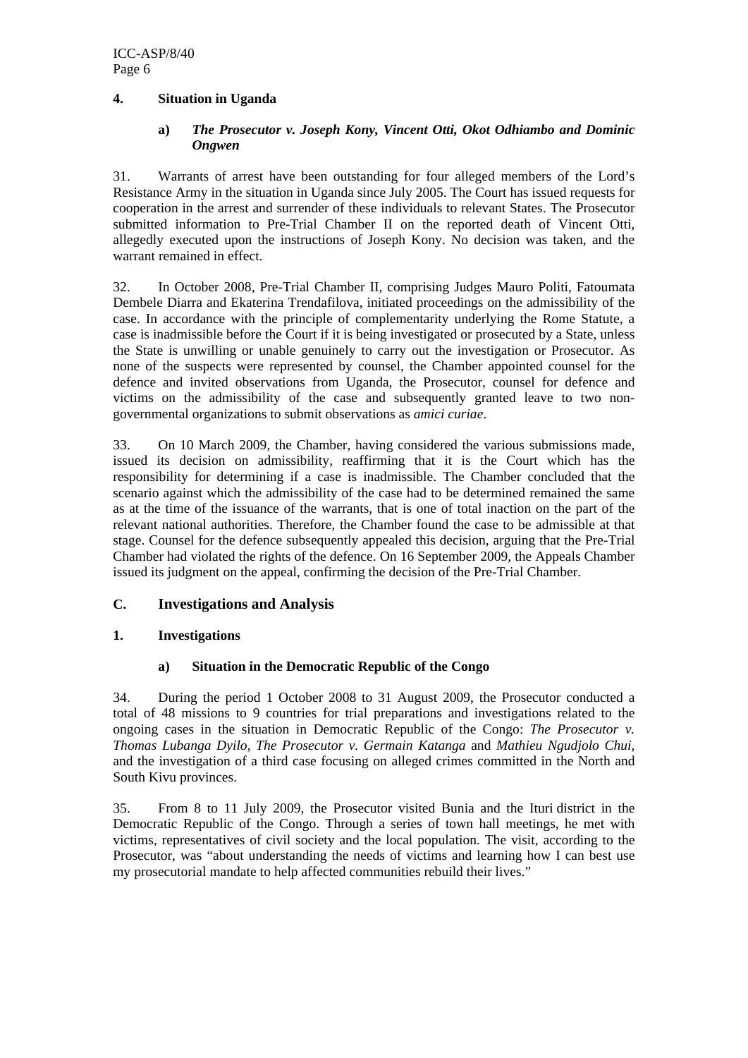#### 4. Situation in Uganda

##### a) *The Prosecutor v. Joseph Kony, Vincent Otti, Okot Odhiambo and Dominic Ongwen*

31. Warrants of arrest have been outstanding for four alleged members of the Lord's Resistance Army in the situation in Uganda since July 2005. The Court has issued requests for cooperation in the arrest and surrender of these individuals to relevant States. The Prosecutor submitted information to Pre-Trial Chamber II on the reported death of Vincent Otti, allegedly executed upon the instructions of Joseph Kony. No decision was taken, and the warrant remained in effect.

32. In October 2008, Pre-Trial Chamber II, comprising Judges Mauro Politi, Fatoumata Dembele Diarra and Ekaterina Trendafilova, initiated proceedings on the admissibility of the case. In accordance with the principle of complementarity underlying the Rome Statute, a case is inadmissible before the Court if it is being investigated or prosecuted by a State, unless the State is unwilling or unable genuinely to carry out the investigation or Prosecutor. As none of the suspects were represented by counsel, the Chamber appointed counsel for the defence and invited observations from Uganda, the Prosecutor, counsel for defence and victims on the admissibility of the case and subsequently granted leave to two non-governmental organizations to submit observations as *amici curiae*.

33. On 10 March 2009, the Chamber, having considered the various submissions made, issued its decision on admissibility, reaffirming that it is the Court which has the responsibility for determining if a case is inadmissible. The Chamber concluded that the scenario against which the admissibility of the case had to be determined remained the same as at the time of the issuance of the warrants, that is one of total inaction on the part of the relevant national authorities. Therefore, the Chamber found the case to be admissible at that stage. Counsel for the defence subsequently appealed this decision, arguing that the Pre-Trial Chamber had violated the rights of the defence. On 16 September 2009, the Appeals Chamber issued its judgment on the appeal, confirming the decision of the Pre-Trial Chamber.

## C. Investigations and Analysis

### 1. Investigations

#### a) Situation in the Democratic Republic of the Congo

34. During the period 1 October 2008 to 31 August 2009, the Prosecutor conducted a total of 48 missions to 9 countries for trial preparations and investigations related to the ongoing cases in the situation in Democratic Republic of the Congo: *The Prosecutor v. Thomas Lubanga Dyilo*, *The Prosecutor v. Germain Katanga* and *Mathieu Ngudjolo Chui*, and the investigation of a third case focusing on alleged crimes committed in the North and South Kivu provinces.

35. From 8 to 11 July 2009, the Prosecutor visited Bunia and the Ituri district in the Democratic Republic of the Congo. Through a series of town hall meetings, he met with victims, representatives of civil society and the local population. The visit, according to the Prosecutor, was "about understanding the needs of victims and learning how I can best use my prosecutorial mandate to help affected communities rebuild their lives."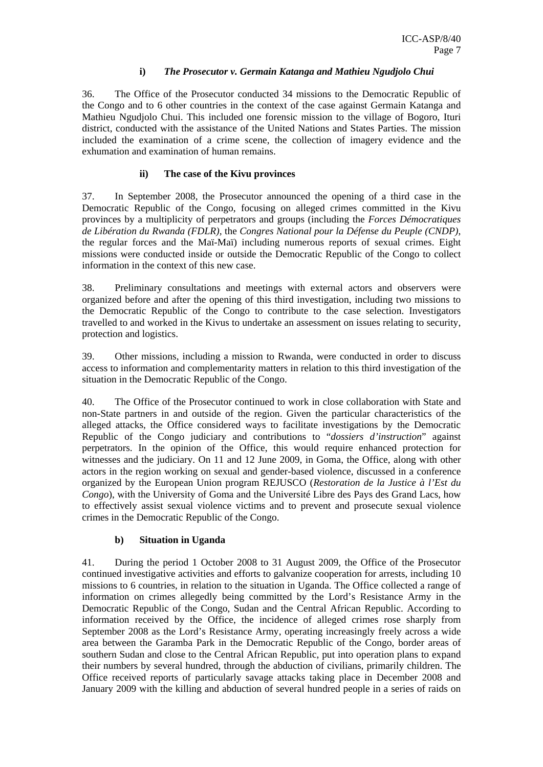#### i) *The Prosecutor v. Germain Katanga and Mathieu Ngudjolo Chui*

36. The Office of the Prosecutor conducted 34 missions to the Democratic Republic of the Congo and to 6 other countries in the context of the case against Germain Katanga and Mathieu Ngudjolo Chui. This included one forensic mission to the village of Bogoro, Ituri district, conducted with the assistance of the United Nations and States Parties. The mission included the examination of a crime scene, the collection of imagery evidence and the exhumation and examination of human remains.

#### ii) The case of the Kivu provinces

37. In September 2008, the Prosecutor announced the opening of a third case in the Democratic Republic of the Congo, focusing on alleged crimes committed in the Kivu provinces by a multiplicity of perpetrators and groups (including the *Forces Démocratiques de Libération du Rwanda (FDLR)*, the *Congres National pour la Défense du Peuple (CNDP)*, the regular forces and the Maï-Maï) including numerous reports of sexual crimes. Eight missions were conducted inside or outside the Democratic Republic of the Congo to collect information in the context of this new case.

38. Preliminary consultations and meetings with external actors and observers were organized before and after the opening of this third investigation, including two missions to the Democratic Republic of the Congo to contribute to the case selection. Investigators travelled to and worked in the Kivus to undertake an assessment on issues relating to security, protection and logistics.

39. Other missions, including a mission to Rwanda, were conducted in order to discuss access to information and complementarity matters in relation to this third investigation of the situation in the Democratic Republic of the Congo.

40. The Office of the Prosecutor continued to work in close collaboration with State and non-State partners in and outside of the region. Given the particular characteristics of the alleged attacks, the Office considered ways to facilitate investigations by the Democratic Republic of the Congo judiciary and contributions to "*dossiers d'instruction*" against perpetrators. In the opinion of the Office, this would require enhanced protection for witnesses and the judiciary. On 11 and 12 June 2009, in Goma, the Office, along with other actors in the region working on sexual and gender-based violence, discussed in a conference organized by the European Union program REJUSCO (*Restoration de la Justice à l'Est du Congo*), with the University of Goma and the Université Libre des Pays des Grand Lacs, how to effectively assist sexual violence victims and to prevent and prosecute sexual violence crimes in the Democratic Republic of the Congo.

### b) Situation in Uganda

41. During the period 1 October 2008 to 31 August 2009, the Office of the Prosecutor continued investigative activities and efforts to galvanize cooperation for arrests, including 10 missions to 6 countries, in relation to the situation in Uganda. The Office collected a range of information on crimes allegedly being committed by the Lord's Resistance Army in the Democratic Republic of the Congo, Sudan and the Central African Republic. According to information received by the Office, the incidence of alleged crimes rose sharply from September 2008 as the Lord's Resistance Army, operating increasingly freely across a wide area between the Garamba Park in the Democratic Republic of the Congo, border areas of southern Sudan and close to the Central African Republic, put into operation plans to expand their numbers by several hundred, through the abduction of civilians, primarily children. The Office received reports of particularly savage attacks taking place in December 2008 and January 2009 with the killing and abduction of several hundred people in a series of raids on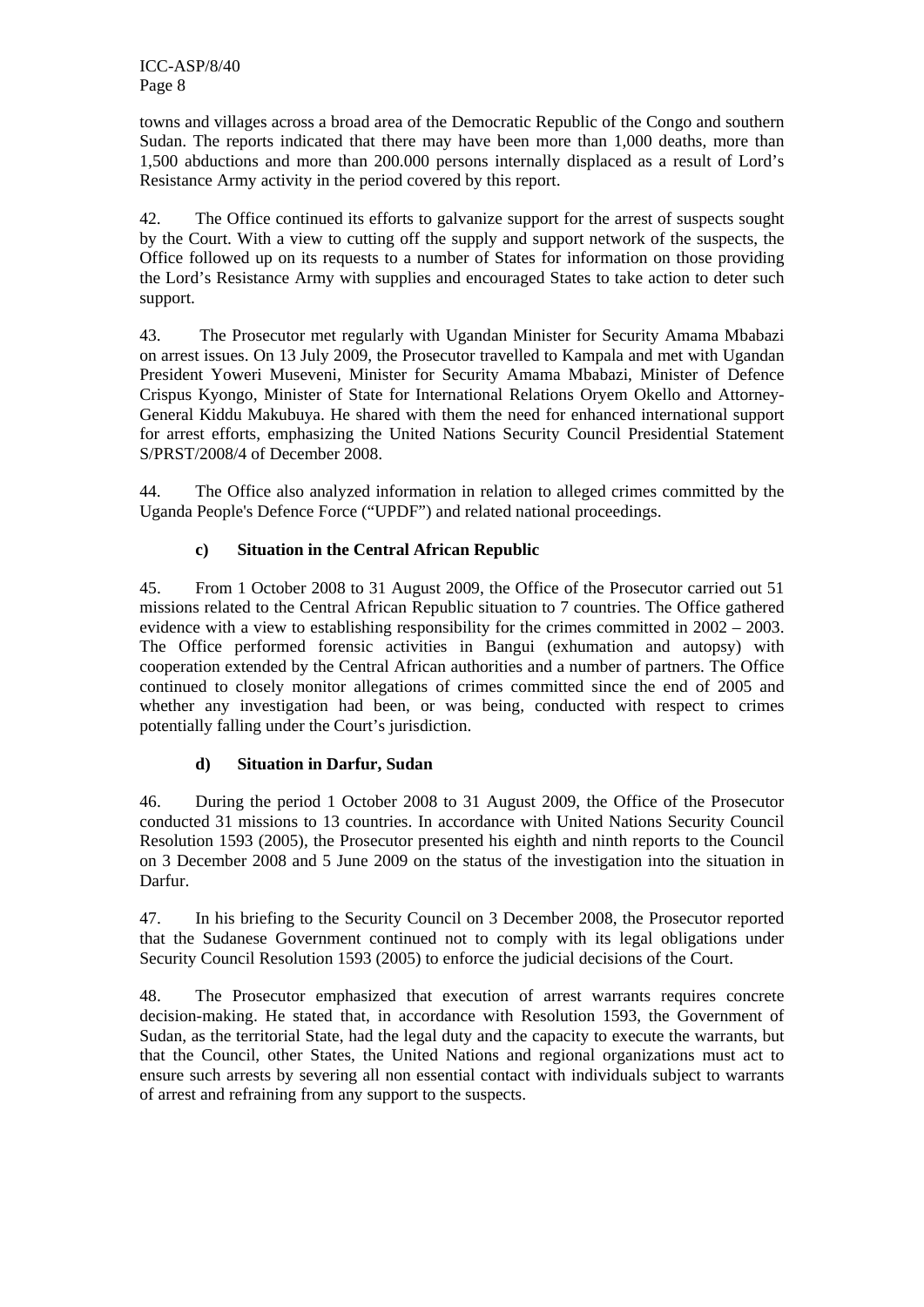towns and villages across a broad area of the Democratic Republic of the Congo and southern Sudan. The reports indicated that there may have been more than 1,000 deaths, more than 1,500 abductions and more than 200.000 persons internally displaced as a result of Lord's Resistance Army activity in the period covered by this report.

42. The Office continued its efforts to galvanize support for the arrest of suspects sought by the Court. With a view to cutting off the supply and support network of the suspects, the Office followed up on its requests to a number of States for information on those providing the Lord's Resistance Army with supplies and encouraged States to take action to deter such support.

43. The Prosecutor met regularly with Ugandan Minister for Security Amama Mbabazi on arrest issues. On 13 July 2009, the Prosecutor travelled to Kampala and met with Ugandan President Yoweri Museveni, Minister for Security Amama Mbabazi, Minister of Defence Crispus Kyongo, Minister of State for International Relations Oryem Okello and Attorney-General Kiddu Makubuya. He shared with them the need for enhanced international support for arrest efforts, emphasizing the United Nations Security Council Presidential Statement S/PRST/2008/4 of December 2008.

44. The Office also analyzed information in relation to alleged crimes committed by the Uganda People's Defence Force ("UPDF") and related national proceedings.

### c) Situation in the Central African Republic

45. From 1 October 2008 to 31 August 2009, the Office of the Prosecutor carried out 51 missions related to the Central African Republic situation to 7 countries. The Office gathered evidence with a view to establishing responsibility for the crimes committed in 2002 – 2003. The Office performed forensic activities in Bangui (exhumation and autopsy) with cooperation extended by the Central African authorities and a number of partners. The Office continued to closely monitor allegations of crimes committed since the end of 2005 and whether any investigation had been, or was being, conducted with respect to crimes potentially falling under the Court's jurisdiction.

### d) Situation in Darfur, Sudan

46. During the period 1 October 2008 to 31 August 2009, the Office of the Prosecutor conducted 31 missions to 13 countries. In accordance with United Nations Security Council Resolution 1593 (2005), the Prosecutor presented his eighth and ninth reports to the Council on 3 December 2008 and 5 June 2009 on the status of the investigation into the situation in Darfur.

47. In his briefing to the Security Council on 3 December 2008, the Prosecutor reported that the Sudanese Government continued not to comply with its legal obligations under Security Council Resolution 1593 (2005) to enforce the judicial decisions of the Court.

48. The Prosecutor emphasized that execution of arrest warrants requires concrete decision-making. He stated that, in accordance with Resolution 1593, the Government of Sudan, as the territorial State, had the legal duty and the capacity to execute the warrants, but that the Council, other States, the United Nations and regional organizations must act to ensure such arrests by severing all non essential contact with individuals subject to warrants of arrest and refraining from any support to the suspects.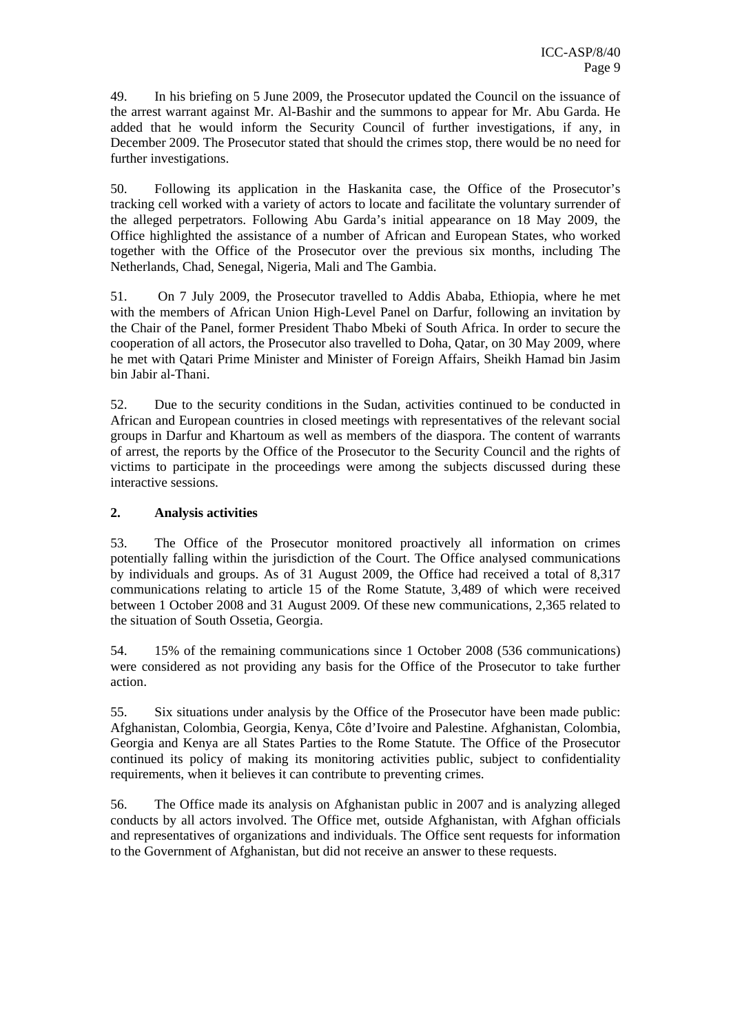49. In his briefing on 5 June 2009, the Prosecutor updated the Council on the issuance of the arrest warrant against Mr. Al-Bashir and the summons to appear for Mr. Abu Garda. He added that he would inform the Security Council of further investigations, if any, in December 2009. The Prosecutor stated that should the crimes stop, there would be no need for further investigations.

50. Following its application in the Haskanita case, the Office of the Prosecutor's tracking cell worked with a variety of actors to locate and facilitate the voluntary surrender of the alleged perpetrators. Following Abu Garda's initial appearance on 18 May 2009, the Office highlighted the assistance of a number of African and European States, who worked together with the Office of the Prosecutor over the previous six months, including The Netherlands, Chad, Senegal, Nigeria, Mali and The Gambia.

51. On 7 July 2009, the Prosecutor travelled to Addis Ababa, Ethiopia, where he met with the members of African Union High-Level Panel on Darfur, following an invitation by the Chair of the Panel, former President Thabo Mbeki of South Africa. In order to secure the cooperation of all actors, the Prosecutor also travelled to Doha, Qatar, on 30 May 2009, where he met with Qatari Prime Minister and Minister of Foreign Affairs, Sheikh Hamad bin Jasim bin Jabir al-Thani.

52. Due to the security conditions in the Sudan, activities continued to be conducted in African and European countries in closed meetings with representatives of the relevant social groups in Darfur and Khartoum as well as members of the diaspora. The content of warrants of arrest, the reports by the Office of the Prosecutor to the Security Council and the rights of victims to participate in the proceedings were among the subjects discussed during these interactive sessions.

**2. Analysis activities**

53. The Office of the Prosecutor monitored proactively all information on crimes potentially falling within the jurisdiction of the Court. The Office analysed communications by individuals and groups. As of 31 August 2009, the Office had received a total of 8,317 communications relating to article 15 of the Rome Statute, 3,489 of which were received between 1 October 2008 and 31 August 2009. Of these new communications, 2,365 related to the situation of South Ossetia, Georgia.

54. 15% of the remaining communications since 1 October 2008 (536 communications) were considered as not providing any basis for the Office of the Prosecutor to take further action.

55. Six situations under analysis by the Office of the Prosecutor have been made public: Afghanistan, Colombia, Georgia, Kenya, Côte d'Ivoire and Palestine. Afghanistan, Colombia, Georgia and Kenya are all States Parties to the Rome Statute. The Office of the Prosecutor continued its policy of making its monitoring activities public, subject to confidentiality requirements, when it believes it can contribute to preventing crimes.

56. The Office made its analysis on Afghanistan public in 2007 and is analyzing alleged conducts by all actors involved. The Office met, outside Afghanistan, with Afghan officials and representatives of organizations and individuals. The Office sent requests for information to the Government of Afghanistan, but did not receive an answer to these requests.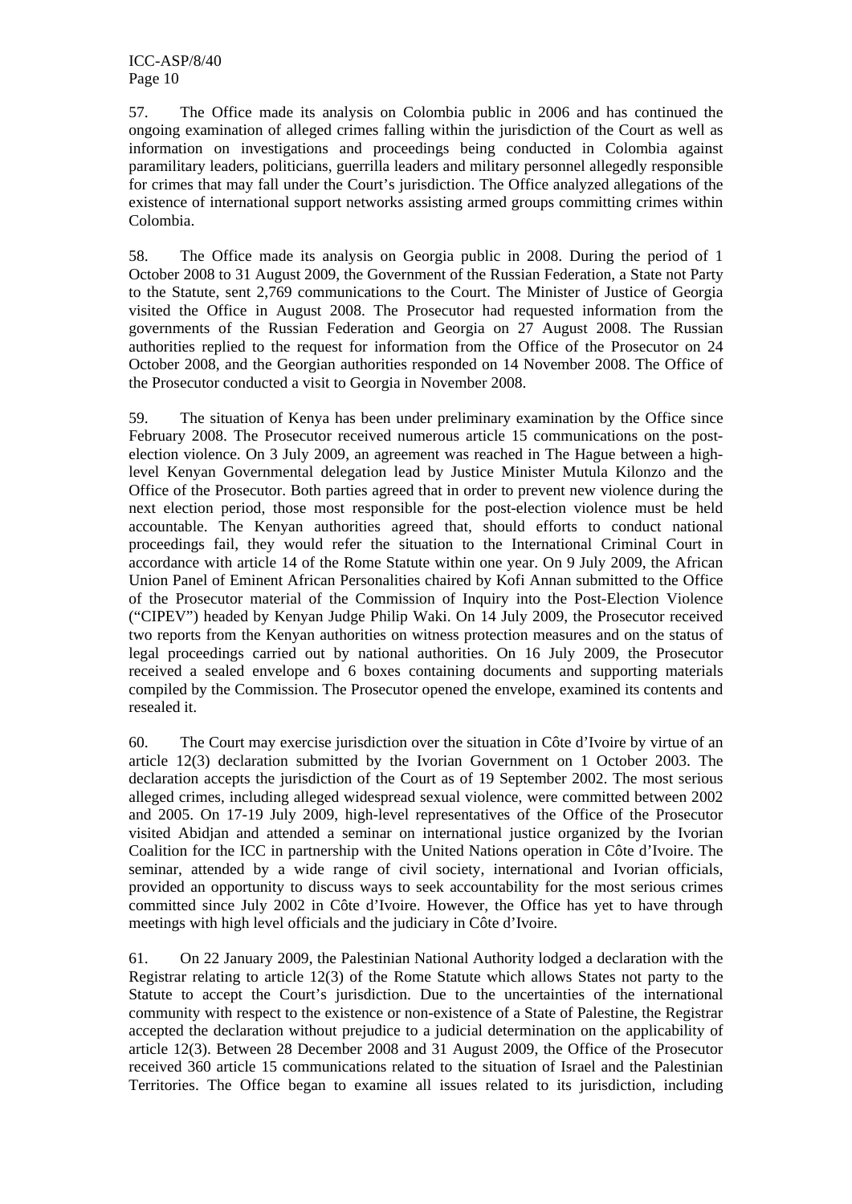57. The Office made its analysis on Colombia public in 2006 and has continued the ongoing examination of alleged crimes falling within the jurisdiction of the Court as well as information on investigations and proceedings being conducted in Colombia against paramilitary leaders, politicians, guerrilla leaders and military personnel allegedly responsible for crimes that may fall under the Court's jurisdiction. The Office analyzed allegations of the existence of international support networks assisting armed groups committing crimes within Colombia.

58. The Office made its analysis on Georgia public in 2008. During the period of 1 October 2008 to 31 August 2009, the Government of the Russian Federation, a State not Party to the Statute, sent 2,769 communications to the Court. The Minister of Justice of Georgia visited the Office in August 2008. The Prosecutor had requested information from the governments of the Russian Federation and Georgia on 27 August 2008. The Russian authorities replied to the request for information from the Office of the Prosecutor on 24 October 2008, and the Georgian authorities responded on 14 November 2008. The Office of the Prosecutor conducted a visit to Georgia in November 2008.

59. The situation of Kenya has been under preliminary examination by the Office since February 2008. The Prosecutor received numerous article 15 communications on the post-election violence. On 3 July 2009, an agreement was reached in The Hague between a high-level Kenyan Governmental delegation lead by Justice Minister Mutula Kilonzo and the Office of the Prosecutor. Both parties agreed that in order to prevent new violence during the next election period, those most responsible for the post-election violence must be held accountable. The Kenyan authorities agreed that, should efforts to conduct national proceedings fail, they would refer the situation to the International Criminal Court in accordance with article 14 of the Rome Statute within one year. On 9 July 2009, the African Union Panel of Eminent African Personalities chaired by Kofi Annan submitted to the Office of the Prosecutor material of the Commission of Inquiry into the Post-Election Violence ("CIPEV") headed by Kenyan Judge Philip Waki. On 14 July 2009, the Prosecutor received two reports from the Kenyan authorities on witness protection measures and on the status of legal proceedings carried out by national authorities. On 16 July 2009, the Prosecutor received a sealed envelope and 6 boxes containing documents and supporting materials compiled by the Commission. The Prosecutor opened the envelope, examined its contents and resealed it.

60. The Court may exercise jurisdiction over the situation in Côte d'Ivoire by virtue of an article 12(3) declaration submitted by the Ivorian Government on 1 October 2003. The declaration accepts the jurisdiction of the Court as of 19 September 2002. The most serious alleged crimes, including alleged widespread sexual violence, were committed between 2002 and 2005. On 17-19 July 2009, high-level representatives of the Office of the Prosecutor visited Abidjan and attended a seminar on international justice organized by the Ivorian Coalition for the ICC in partnership with the United Nations operation in Côte d'Ivoire. The seminar, attended by a wide range of civil society, international and Ivorian officials, provided an opportunity to discuss ways to seek accountability for the most serious crimes committed since July 2002 in Côte d'Ivoire. However, the Office has yet to have through meetings with high level officials and the judiciary in Côte d'Ivoire.

61. On 22 January 2009, the Palestinian National Authority lodged a declaration with the Registrar relating to article 12(3) of the Rome Statute which allows States not party to the Statute to accept the Court's jurisdiction. Due to the uncertainties of the international community with respect to the existence or non-existence of a State of Palestine, the Registrar accepted the declaration without prejudice to a judicial determination on the applicability of article 12(3). Between 28 December 2008 and 31 August 2009, the Office of the Prosecutor received 360 article 15 communications related to the situation of Israel and the Palestinian Territories. The Office began to examine all issues related to its jurisdiction, including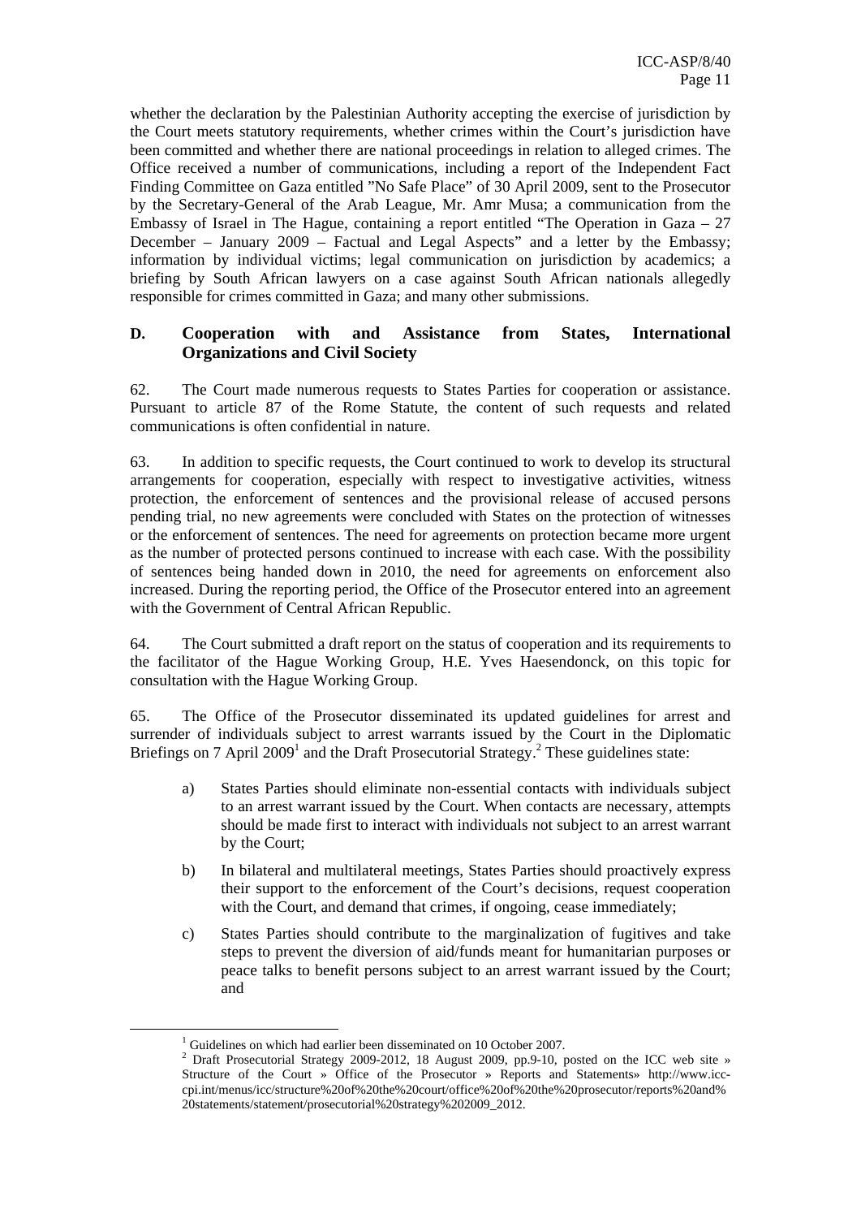whether the declaration by the Palestinian Authority accepting the exercise of jurisdiction by the Court meets statutory requirements, whether crimes within the Court's jurisdiction have been committed and whether there are national proceedings in relation to alleged crimes. The Office received a number of communications, including a report of the Independent Fact Finding Committee on Gaza entitled "No Safe Place" of 30 April 2009, sent to the Prosecutor by the Secretary-General of the Arab League, Mr. Amr Musa; a communication from the Embassy of Israel in The Hague, containing a report entitled "The Operation in Gaza – 27 December – January 2009 – Factual and Legal Aspects" and a letter by the Embassy; information by individual victims; legal communication on jurisdiction by academics; a briefing by South African lawyers on a case against South African nationals allegedly responsible for crimes committed in Gaza; and many other submissions.

## D. Cooperation with and Assistance from States, International Organizations and Civil Society

62. The Court made numerous requests to States Parties for cooperation or assistance. Pursuant to article 87 of the Rome Statute, the content of such requests and related communications is often confidential in nature.

63. In addition to specific requests, the Court continued to work to develop its structural arrangements for cooperation, especially with respect to investigative activities, witness protection, the enforcement of sentences and the provisional release of accused persons pending trial, no new agreements were concluded with States on the protection of witnesses or the enforcement of sentences. The need for agreements on protection became more urgent as the number of protected persons continued to increase with each case. With the possibility of sentences being handed down in 2010, the need for agreements on enforcement also increased. During the reporting period, the Office of the Prosecutor entered into an agreement with the Government of Central African Republic.

64. The Court submitted a draft report on the status of cooperation and its requirements to the facilitator of the Hague Working Group, H.E. Yves Haesendonck, on this topic for consultation with the Hague Working Group.

65. The Office of the Prosecutor disseminated its updated guidelines for arrest and surrender of individuals subject to arrest warrants issued by the Court in the Diplomatic Briefings on 7 April 2009[1] and the Draft Prosecutorial Strategy.[2] These guidelines state:

a) States Parties should eliminate non-essential contacts with individuals subject to an arrest warrant issued by the Court. When contacts are necessary, attempts should be made first to interact with individuals not subject to an arrest warrant by the Court;

b) In bilateral and multilateral meetings, States Parties should proactively express their support to the enforcement of the Court's decisions, request cooperation with the Court, and demand that crimes, if ongoing, cease immediately;

c) States Parties should contribute to the marginalization of fugitives and take steps to prevent the diversion of aid/funds meant for humanitarian purposes or peace talks to benefit persons subject to an arrest warrant issued by the Court; and

---

[1] Guidelines on which had earlier been disseminated on 10 October 2007.

[2] Draft Prosecutorial Strategy 2009-2012, 18 August 2009, pp.9-10, posted on the ICC web site » Structure of the Court » Office of the Prosecutor » Reports and Statements» http://www.icc-cpi.int/menus/icc/structure%20of%20the%20court/office%20of%20the%20prosecutor/reports%20and%20statements/statement/prosecutorial%20strategy%202009_2012.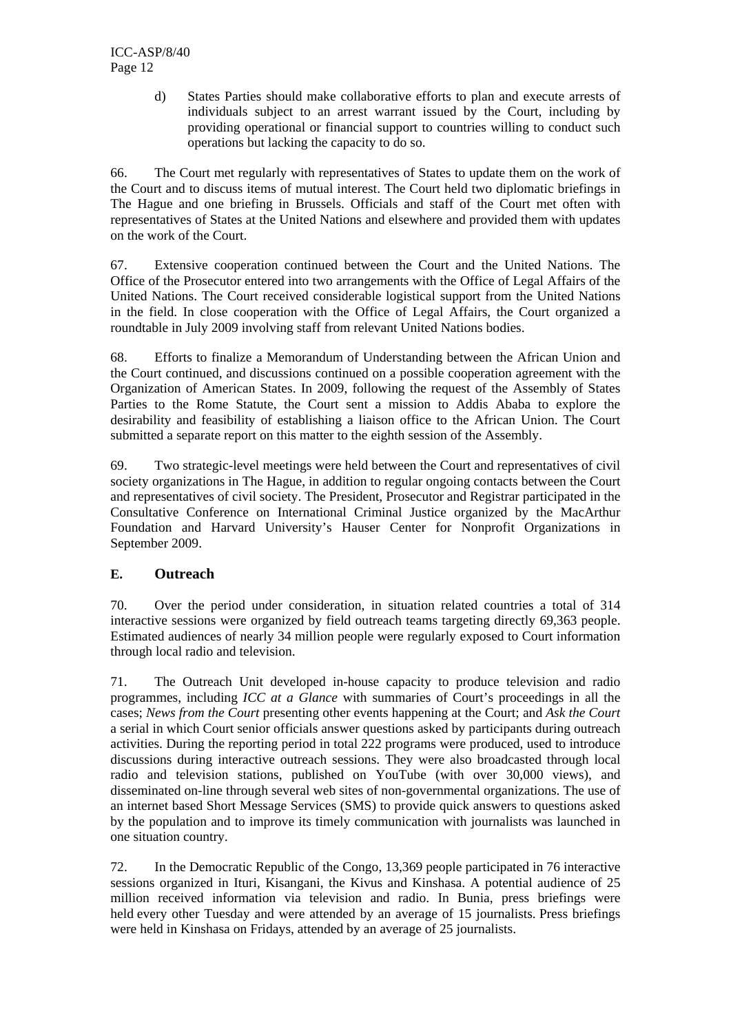d) States Parties should make collaborative efforts to plan and execute arrests of individuals subject to an arrest warrant issued by the Court, including by providing operational or financial support to countries willing to conduct such operations but lacking the capacity to do so.

66. The Court met regularly with representatives of States to update them on the work of the Court and to discuss items of mutual interest. The Court held two diplomatic briefings in The Hague and one briefing in Brussels. Officials and staff of the Court met often with representatives of States at the United Nations and elsewhere and provided them with updates on the work of the Court.

67. Extensive cooperation continued between the Court and the United Nations. The Office of the Prosecutor entered into two arrangements with the Office of Legal Affairs of the United Nations. The Court received considerable logistical support from the United Nations in the field. In close cooperation with the Office of Legal Affairs, the Court organized a roundtable in July 2009 involving staff from relevant United Nations bodies.

68. Efforts to finalize a Memorandum of Understanding between the African Union and the Court continued, and discussions continued on a possible cooperation agreement with the Organization of American States. In 2009, following the request of the Assembly of States Parties to the Rome Statute, the Court sent a mission to Addis Ababa to explore the desirability and feasibility of establishing a liaison office to the African Union. The Court submitted a separate report on this matter to the eighth session of the Assembly.

69. Two strategic-level meetings were held between the Court and representatives of civil society organizations in The Hague, in addition to regular ongoing contacts between the Court and representatives of civil society. The President, Prosecutor and Registrar participated in the Consultative Conference on International Criminal Justice organized by the MacArthur Foundation and Harvard University's Hauser Center for Nonprofit Organizations in September 2009.

## E. Outreach

70. Over the period under consideration, in situation related countries a total of 314 interactive sessions were organized by field outreach teams targeting directly 69,363 people. Estimated audiences of nearly 34 million people were regularly exposed to Court information through local radio and television.

71. The Outreach Unit developed in-house capacity to produce television and radio programmes, including *ICC at a Glance* with summaries of Court's proceedings in all the cases; *News from the Court* presenting other events happening at the Court; and *Ask the Court* a serial in which Court senior officials answer questions asked by participants during outreach activities. During the reporting period in total 222 programs were produced, used to introduce discussions during interactive outreach sessions. They were also broadcasted through local radio and television stations, published on YouTube (with over 30,000 views), and disseminated on-line through several web sites of non-governmental organizations. The use of an internet based Short Message Services (SMS) to provide quick answers to questions asked by the population and to improve its timely communication with journalists was launched in one situation country.

72. In the Democratic Republic of the Congo, 13,369 people participated in 76 interactive sessions organized in Ituri, Kisangani, the Kivus and Kinshasa. A potential audience of 25 million received information via television and radio. In Bunia, press briefings were held every other Tuesday and were attended by an average of 15 journalists. Press briefings were held in Kinshasa on Fridays, attended by an average of 25 journalists.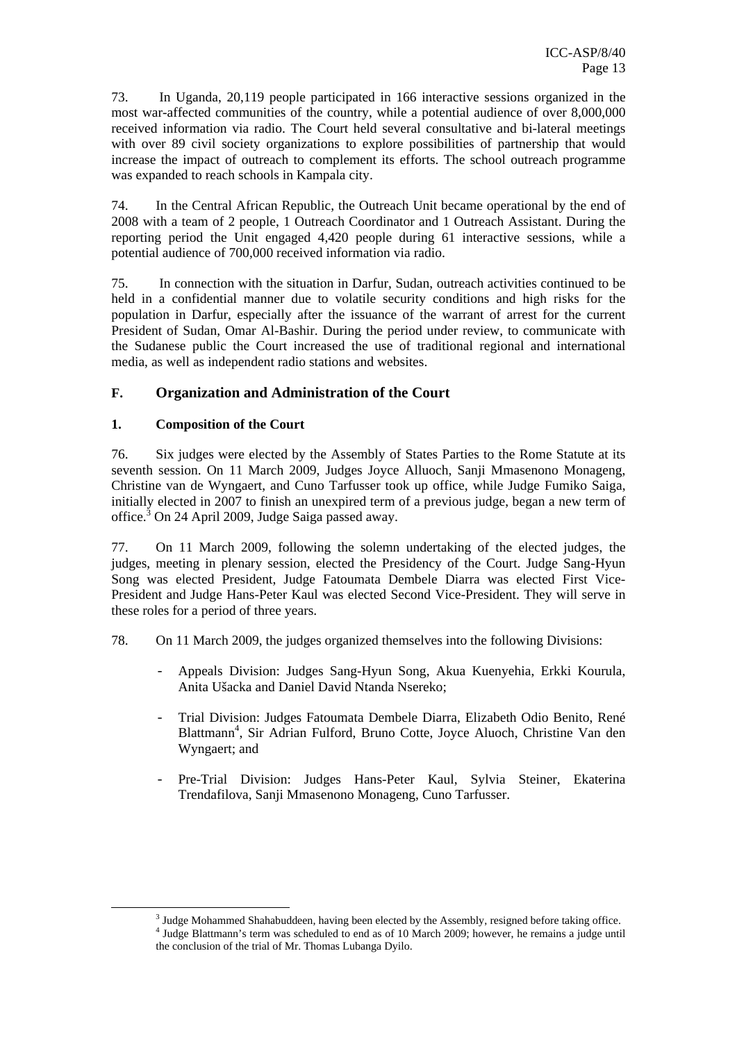73. In Uganda, 20,119 people participated in 166 interactive sessions organized in the most war-affected communities of the country, while a potential audience of over 8,000,000 received information via radio. The Court held several consultative and bi-lateral meetings with over 89 civil society organizations to explore possibilities of partnership that would increase the impact of outreach to complement its efforts. The school outreach programme was expanded to reach schools in Kampala city.

74. In the Central African Republic, the Outreach Unit became operational by the end of 2008 with a team of 2 people, 1 Outreach Coordinator and 1 Outreach Assistant. During the reporting period the Unit engaged 4,420 people during 61 interactive sessions, while a potential audience of 700,000 received information via radio.

75. In connection with the situation in Darfur, Sudan, outreach activities continued to be held in a confidential manner due to volatile security conditions and high risks for the population in Darfur, especially after the issuance of the warrant of arrest for the current President of Sudan, Omar Al-Bashir. During the period under review, to communicate with the Sudanese public the Court increased the use of traditional regional and international media, as well as independent radio stations and websites.

## F. Organization and Administration of the Court

### 1. Composition of the Court

76. Six judges were elected by the Assembly of States Parties to the Rome Statute at its seventh session. On 11 March 2009, Judges Joyce Alluoch, Sanji Mmasenono Monageng, Christine van de Wyngaert, and Cuno Tarfusser took up office, while Judge Fumiko Saiga, initially elected in 2007 to finish an unexpired term of a previous judge, began a new term of office.[3] On 24 April 2009, Judge Saiga passed away.

77. On 11 March 2009, following the solemn undertaking of the elected judges, the judges, meeting in plenary session, elected the Presidency of the Court. Judge Sang-Hyun Song was elected President, Judge Fatoumata Dembele Diarra was elected First Vice-President and Judge Hans-Peter Kaul was elected Second Vice-President. They will serve in these roles for a period of three years.

78. On 11 March 2009, the judges organized themselves into the following Divisions:

- Appeals Division: Judges Sang-Hyun Song, Akua Kuenyehia, Erkki Kourula, Anita Ušacka and Daniel David Ntanda Nsereko;
- Trial Division: Judges Fatoumata Dembele Diarra, Elizabeth Odio Benito, René Blattmann[4], Sir Adrian Fulford, Bruno Cotte, Joyce Aluoch, Christine Van den Wyngaert; and
- Pre-Trial Division: Judges Hans-Peter Kaul, Sylvia Steiner, Ekaterina Trendafilova, Sanji Mmasenono Monageng, Cuno Tarfusser.

---

[3] Judge Mohammed Shahabuddeen, having been elected by the Assembly, resigned before taking office.

[4] Judge Blattmann's term was scheduled to end as of 10 March 2009; however, he remains a judge until the conclusion of the trial of Mr. Thomas Lubanga Dyilo.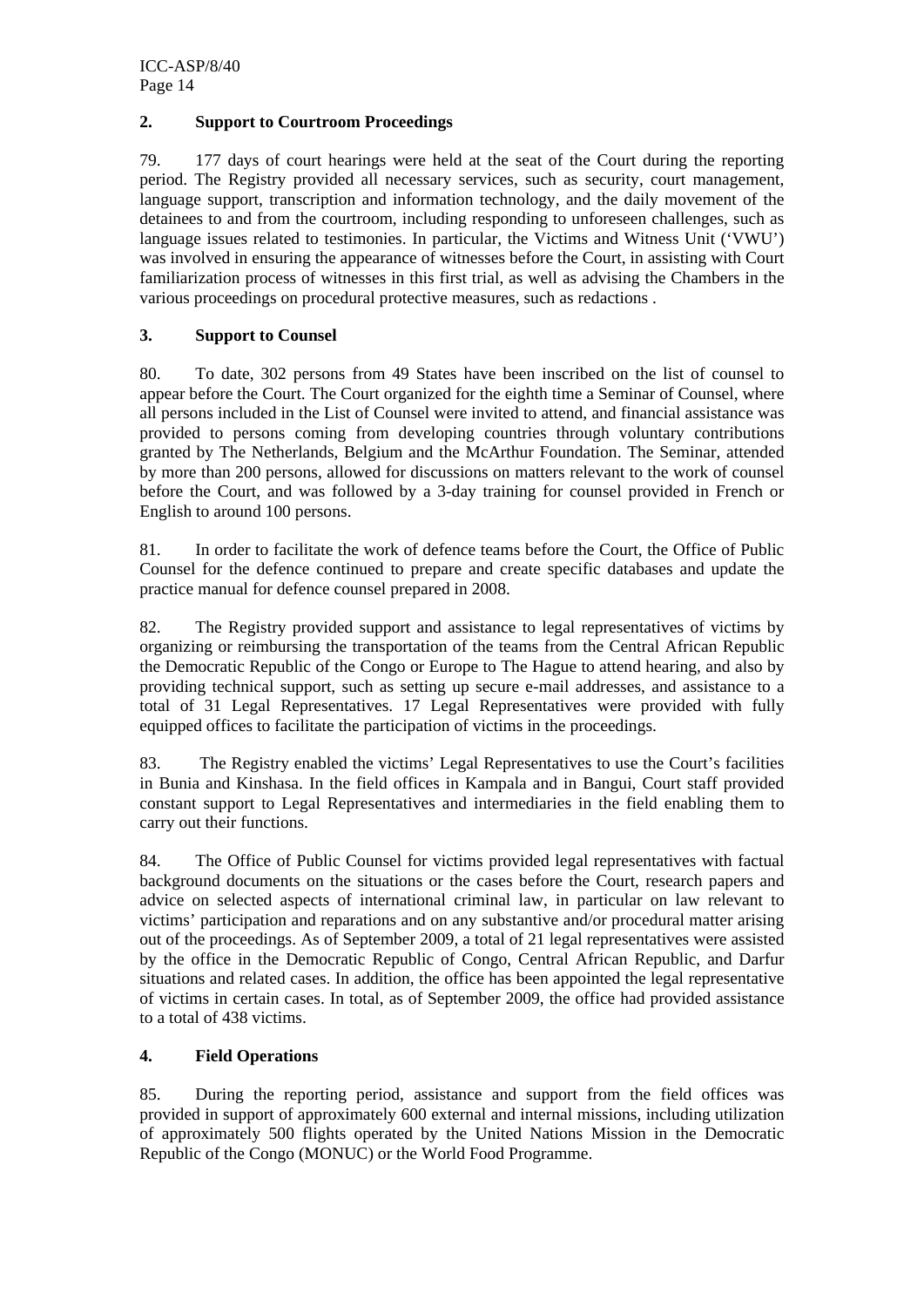## 2. Support to Courtroom Proceedings

79. 177 days of court hearings were held at the seat of the Court during the reporting period. The Registry provided all necessary services, such as security, court management, language support, transcription and information technology, and the daily movement of the detainees to and from the courtroom, including responding to unforeseen challenges, such as language issues related to testimonies. In particular, the Victims and Witness Unit ('VWU') was involved in ensuring the appearance of witnesses before the Court, in assisting with Court familiarization process of witnesses in this first trial, as well as advising the Chambers in the various proceedings on procedural protective measures, such as redactions .

## 3. Support to Counsel

80. To date, 302 persons from 49 States have been inscribed on the list of counsel to appear before the Court. The Court organized for the eighth time a Seminar of Counsel, where all persons included in the List of Counsel were invited to attend, and financial assistance was provided to persons coming from developing countries through voluntary contributions granted by The Netherlands, Belgium and the McArthur Foundation. The Seminar, attended by more than 200 persons, allowed for discussions on matters relevant to the work of counsel before the Court, and was followed by a 3-day training for counsel provided in French or English to around 100 persons.

81. In order to facilitate the work of defence teams before the Court, the Office of Public Counsel for the defence continued to prepare and create specific databases and update the practice manual for defence counsel prepared in 2008.

82. The Registry provided support and assistance to legal representatives of victims by organizing or reimbursing the transportation of the teams from the Central African Republic the Democratic Republic of the Congo or Europe to The Hague to attend hearing, and also by providing technical support, such as setting up secure e-mail addresses, and assistance to a total of 31 Legal Representatives. 17 Legal Representatives were provided with fully equipped offices to facilitate the participation of victims in the proceedings.

83. The Registry enabled the victims' Legal Representatives to use the Court's facilities in Bunia and Kinshasa. In the field offices in Kampala and in Bangui, Court staff provided constant support to Legal Representatives and intermediaries in the field enabling them to carry out their functions.

84. The Office of Public Counsel for victims provided legal representatives with factual background documents on the situations or the cases before the Court, research papers and advice on selected aspects of international criminal law, in particular on law relevant to victims' participation and reparations and on any substantive and/or procedural matter arising out of the proceedings. As of September 2009, a total of 21 legal representatives were assisted by the office in the Democratic Republic of Congo, Central African Republic, and Darfur situations and related cases. In addition, the office has been appointed the legal representative of victims in certain cases. In total, as of September 2009, the office had provided assistance to a total of 438 victims.

## 4. Field Operations

85. During the reporting period, assistance and support from the field offices was provided in support of approximately 600 external and internal missions, including utilization of approximately 500 flights operated by the United Nations Mission in the Democratic Republic of the Congo (MONUC) or the World Food Programme.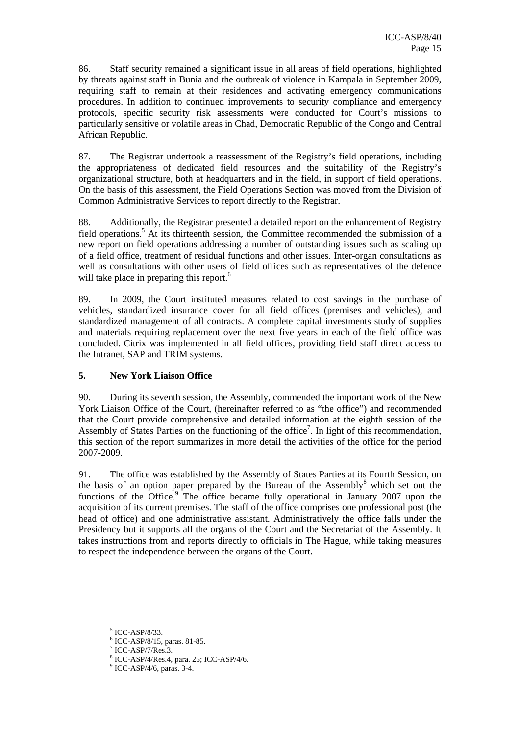86. Staff security remained a significant issue in all areas of field operations, highlighted by threats against staff in Bunia and the outbreak of violence in Kampala in September 2009, requiring staff to remain at their residences and activating emergency communications procedures. In addition to continued improvements to security compliance and emergency protocols, specific security risk assessments were conducted for Court's missions to particularly sensitive or volatile areas in Chad, Democratic Republic of the Congo and Central African Republic.

87. The Registrar undertook a reassessment of the Registry's field operations, including the appropriateness of dedicated field resources and the suitability of the Registry's organizational structure, both at headquarters and in the field, in support of field operations. On the basis of this assessment, the Field Operations Section was moved from the Division of Common Administrative Services to report directly to the Registrar.

88. Additionally, the Registrar presented a detailed report on the enhancement of Registry field operations.[5] At its thirteenth session, the Committee recommended the submission of a new report on field operations addressing a number of outstanding issues such as scaling up of a field office, treatment of residual functions and other issues. Inter-organ consultations as well as consultations with other users of field offices such as representatives of the defence will take place in preparing this report.[6]

89. In 2009, the Court instituted measures related to cost savings in the purchase of vehicles, standardized insurance cover for all field offices (premises and vehicles), and standardized management of all contracts. A complete capital investments study of supplies and materials requiring replacement over the next five years in each of the field office was concluded. Citrix was implemented in all field offices, providing field staff direct access to the Intranet, SAP and TRIM systems.

## 5. New York Liaison Office

90. During its seventh session, the Assembly, commended the important work of the New York Liaison Office of the Court, (hereinafter referred to as "the office") and recommended that the Court provide comprehensive and detailed information at the eighth session of the Assembly of States Parties on the functioning of the office[7]. In light of this recommendation, this section of the report summarizes in more detail the activities of the office for the period 2007-2009.

91. The office was established by the Assembly of States Parties at its Fourth Session, on the basis of an option paper prepared by the Bureau of the Assembly[8] which set out the functions of the Office.[9] The office became fully operational in January 2007 upon the acquisition of its current premises. The staff of the office comprises one professional post (the head of office) and one administrative assistant. Administratively the office falls under the Presidency but it supports all the organs of the Court and the Secretariat of the Assembly. It takes instructions from and reports directly to officials in The Hague, while taking measures to respect the independence between the organs of the Court.

---

[5] ICC-ASP/8/33.

[6] ICC-ASP/8/15, paras. 81-85.

[7] ICC-ASP/7/Res.3.

[8] ICC-ASP/4/Res.4, para. 25; ICC-ASP/4/6.

[9] ICC-ASP/4/6, paras. 3-4.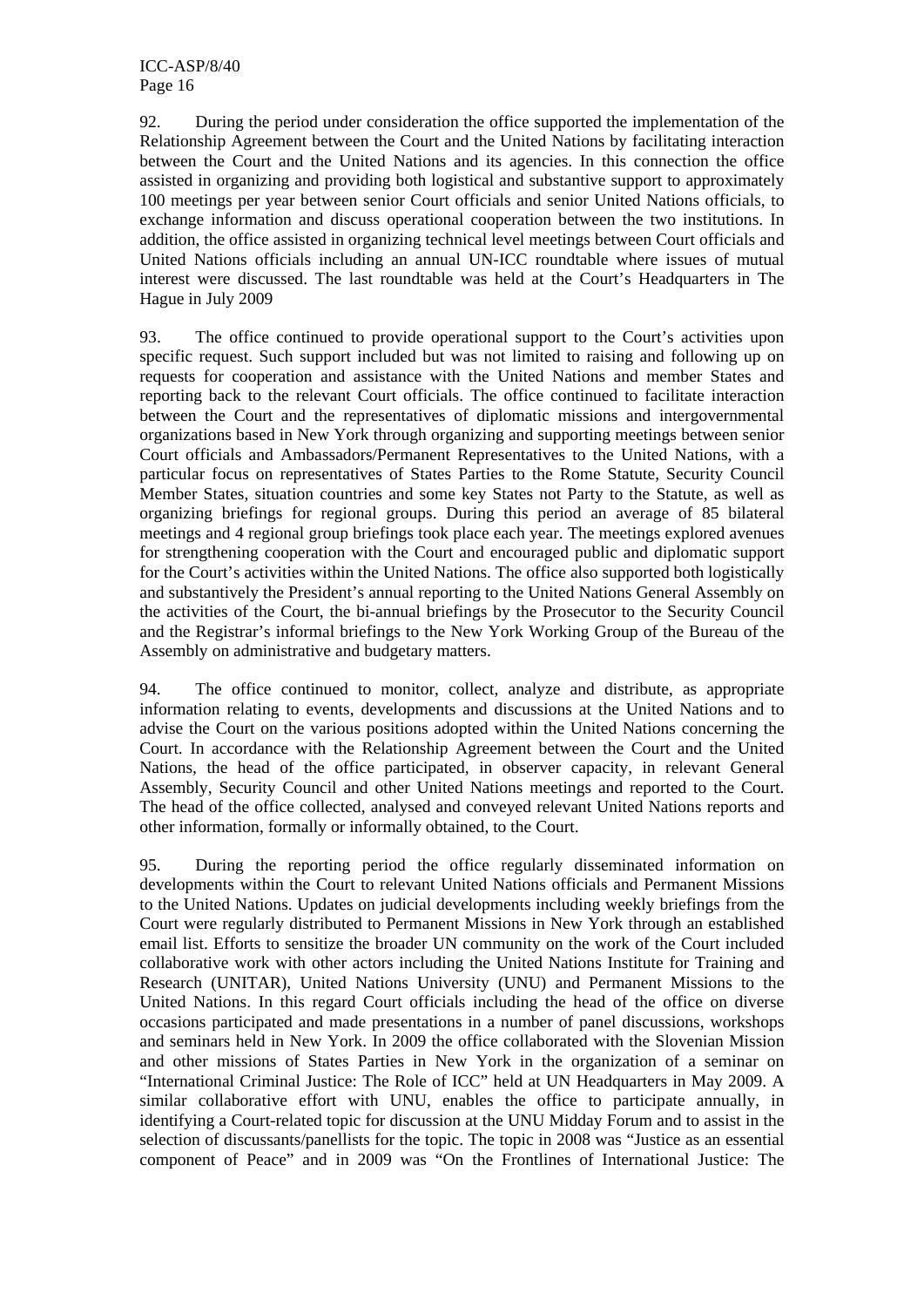92. During the period under consideration the office supported the implementation of the Relationship Agreement between the Court and the United Nations by facilitating interaction between the Court and the United Nations and its agencies. In this connection the office assisted in organizing and providing both logistical and substantive support to approximately 100 meetings per year between senior Court officials and senior United Nations officials, to exchange information and discuss operational cooperation between the two institutions. In addition, the office assisted in organizing technical level meetings between Court officials and United Nations officials including an annual UN-ICC roundtable where issues of mutual interest were discussed. The last roundtable was held at the Court's Headquarters in The Hague in July 2009

93. The office continued to provide operational support to the Court's activities upon specific request. Such support included but was not limited to raising and following up on requests for cooperation and assistance with the United Nations and member States and reporting back to the relevant Court officials. The office continued to facilitate interaction between the Court and the representatives of diplomatic missions and intergovernmental organizations based in New York through organizing and supporting meetings between senior Court officials and Ambassadors/Permanent Representatives to the United Nations, with a particular focus on representatives of States Parties to the Rome Statute, Security Council Member States, situation countries and some key States not Party to the Statute, as well as organizing briefings for regional groups. During this period an average of 85 bilateral meetings and 4 regional group briefings took place each year. The meetings explored avenues for strengthening cooperation with the Court and encouraged public and diplomatic support for the Court's activities within the United Nations. The office also supported both logistically and substantively the President's annual reporting to the United Nations General Assembly on the activities of the Court, the bi-annual briefings by the Prosecutor to the Security Council and the Registrar's informal briefings to the New York Working Group of the Bureau of the Assembly on administrative and budgetary matters.

94. The office continued to monitor, collect, analyze and distribute, as appropriate information relating to events, developments and discussions at the United Nations and to advise the Court on the various positions adopted within the United Nations concerning the Court. In accordance with the Relationship Agreement between the Court and the United Nations, the head of the office participated, in observer capacity, in relevant General Assembly, Security Council and other United Nations meetings and reported to the Court. The head of the office collected, analysed and conveyed relevant United Nations reports and other information, formally or informally obtained, to the Court.

95. During the reporting period the office regularly disseminated information on developments within the Court to relevant United Nations officials and Permanent Missions to the United Nations. Updates on judicial developments including weekly briefings from the Court were regularly distributed to Permanent Missions in New York through an established email list. Efforts to sensitize the broader UN community on the work of the Court included collaborative work with other actors including the United Nations Institute for Training and Research (UNITAR), United Nations University (UNU) and Permanent Missions to the United Nations. In this regard Court officials including the head of the office on diverse occasions participated and made presentations in a number of panel discussions, workshops and seminars held in New York. In 2009 the office collaborated with the Slovenian Mission and other missions of States Parties in New York in the organization of a seminar on "International Criminal Justice: The Role of ICC" held at UN Headquarters in May 2009. A similar collaborative effort with UNU, enables the office to participate annually, in identifying a Court-related topic for discussion at the UNU Midday Forum and to assist in the selection of discussants/panellists for the topic. The topic in 2008 was "Justice as an essential component of Peace" and in 2009 was "On the Frontlines of International Justice: The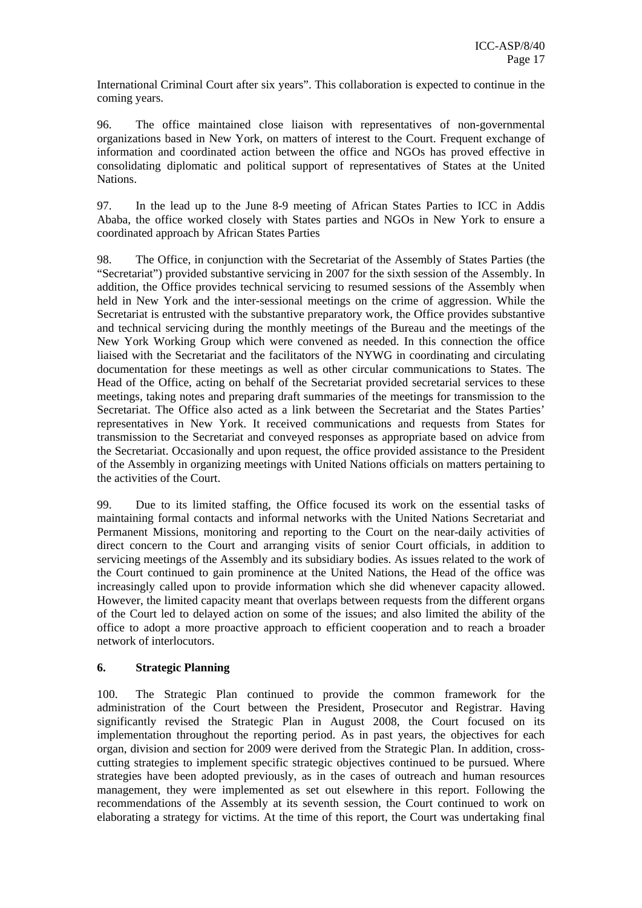International Criminal Court after six years". This collaboration is expected to continue in the coming years.

96. The office maintained close liaison with representatives of non-governmental organizations based in New York, on matters of interest to the Court. Frequent exchange of information and coordinated action between the office and NGOs has proved effective in consolidating diplomatic and political support of representatives of States at the United Nations.

97. In the lead up to the June 8-9 meeting of African States Parties to ICC in Addis Ababa, the office worked closely with States parties and NGOs in New York to ensure a coordinated approach by African States Parties

98. The Office, in conjunction with the Secretariat of the Assembly of States Parties (the "Secretariat") provided substantive servicing in 2007 for the sixth session of the Assembly. In addition, the Office provides technical servicing to resumed sessions of the Assembly when held in New York and the inter-sessional meetings on the crime of aggression. While the Secretariat is entrusted with the substantive preparatory work, the Office provides substantive and technical servicing during the monthly meetings of the Bureau and the meetings of the New York Working Group which were convened as needed. In this connection the office liaised with the Secretariat and the facilitators of the NYWG in coordinating and circulating documentation for these meetings as well as other circular communications to States. The Head of the Office, acting on behalf of the Secretariat provided secretarial services to these meetings, taking notes and preparing draft summaries of the meetings for transmission to the Secretariat. The Office also acted as a link between the Secretariat and the States Parties' representatives in New York. It received communications and requests from States for transmission to the Secretariat and conveyed responses as appropriate based on advice from the Secretariat. Occasionally and upon request, the office provided assistance to the President of the Assembly in organizing meetings with United Nations officials on matters pertaining to the activities of the Court.

99. Due to its limited staffing, the Office focused its work on the essential tasks of maintaining formal contacts and informal networks with the United Nations Secretariat and Permanent Missions, monitoring and reporting to the Court on the near-daily activities of direct concern to the Court and arranging visits of senior Court officials, in addition to servicing meetings of the Assembly and its subsidiary bodies. As issues related to the work of the Court continued to gain prominence at the United Nations, the Head of the office was increasingly called upon to provide information which she did whenever capacity allowed. However, the limited capacity meant that overlaps between requests from the different organs of the Court led to delayed action on some of the issues; and also limited the ability of the office to adopt a more proactive approach to efficient cooperation and to reach a broader network of interlocutors.

### 6. Strategic Planning

100. The Strategic Plan continued to provide the common framework for the administration of the Court between the President, Prosecutor and Registrar. Having significantly revised the Strategic Plan in August 2008, the Court focused on its implementation throughout the reporting period. As in past years, the objectives for each organ, division and section for 2009 were derived from the Strategic Plan. In addition, cross-cutting strategies to implement specific strategic objectives continued to be pursued. Where strategies have been adopted previously, as in the cases of outreach and human resources management, they were implemented as set out elsewhere in this report. Following the recommendations of the Assembly at its seventh session, the Court continued to work on elaborating a strategy for victims. At the time of this report, the Court was undertaking final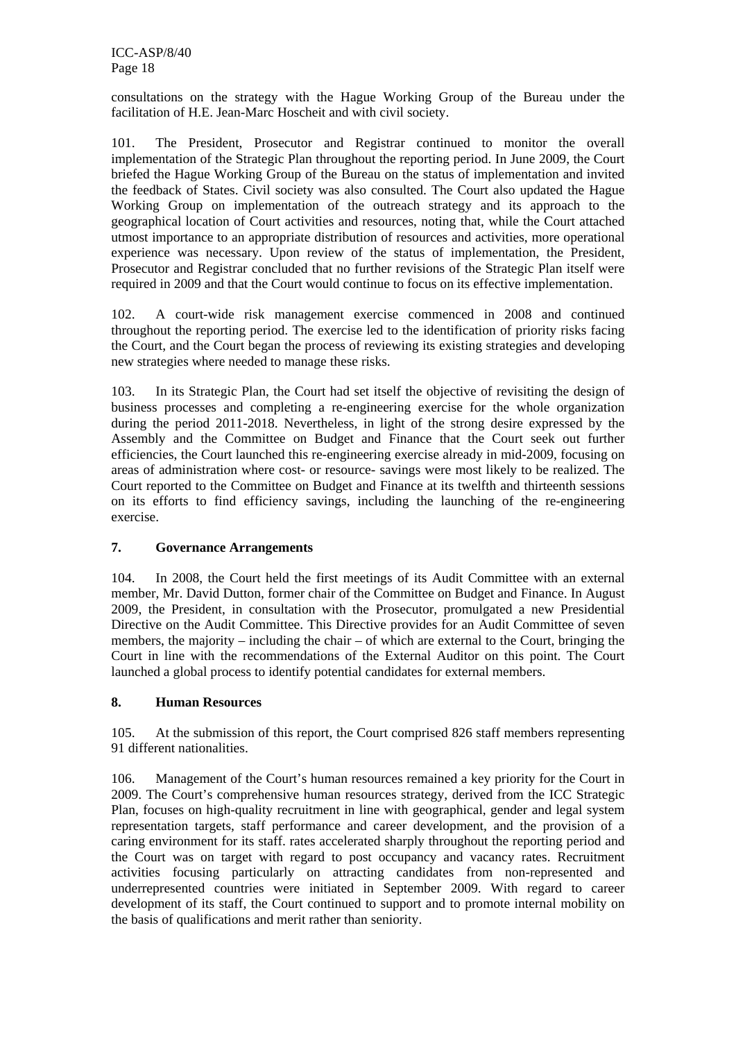consultations on the strategy with the Hague Working Group of the Bureau under the facilitation of H.E. Jean-Marc Hoscheit and with civil society.

101. The President, Prosecutor and Registrar continued to monitor the overall implementation of the Strategic Plan throughout the reporting period. In June 2009, the Court briefed the Hague Working Group of the Bureau on the status of implementation and invited the feedback of States. Civil society was also consulted. The Court also updated the Hague Working Group on implementation of the outreach strategy and its approach to the geographical location of Court activities and resources, noting that, while the Court attached utmost importance to an appropriate distribution of resources and activities, more operational experience was necessary. Upon review of the status of implementation, the President, Prosecutor and Registrar concluded that no further revisions of the Strategic Plan itself were required in 2009 and that the Court would continue to focus on its effective implementation.

102. A court-wide risk management exercise commenced in 2008 and continued throughout the reporting period. The exercise led to the identification of priority risks facing the Court, and the Court began the process of reviewing its existing strategies and developing new strategies where needed to manage these risks.

103. In its Strategic Plan, the Court had set itself the objective of revisiting the design of business processes and completing a re-engineering exercise for the whole organization during the period 2011-2018. Nevertheless, in light of the strong desire expressed by the Assembly and the Committee on Budget and Finance that the Court seek out further efficiencies, the Court launched this re-engineering exercise already in mid-2009, focusing on areas of administration where cost- or resource- savings were most likely to be realized. The Court reported to the Committee on Budget and Finance at its twelfth and thirteenth sessions on its efforts to find efficiency savings, including the launching of the re-engineering exercise.

### 7. Governance Arrangements

104. In 2008, the Court held the first meetings of its Audit Committee with an external member, Mr. David Dutton, former chair of the Committee on Budget and Finance. In August 2009, the President, in consultation with the Prosecutor, promulgated a new Presidential Directive on the Audit Committee. This Directive provides for an Audit Committee of seven members, the majority – including the chair – of which are external to the Court, bringing the Court in line with the recommendations of the External Auditor on this point. The Court launched a global process to identify potential candidates for external members.

### 8. Human Resources

105. At the submission of this report, the Court comprised 826 staff members representing 91 different nationalities.

106. Management of the Court's human resources remained a key priority for the Court in 2009. The Court's comprehensive human resources strategy, derived from the ICC Strategic Plan, focuses on high-quality recruitment in line with geographical, gender and legal system representation targets, staff performance and career development, and the provision of a caring environment for its staff. rates accelerated sharply throughout the reporting period and the Court was on target with regard to post occupancy and vacancy rates. Recruitment activities focusing particularly on attracting candidates from non-represented and underrepresented countries were initiated in September 2009. With regard to career development of its staff, the Court continued to support and to promote internal mobility on the basis of qualifications and merit rather than seniority.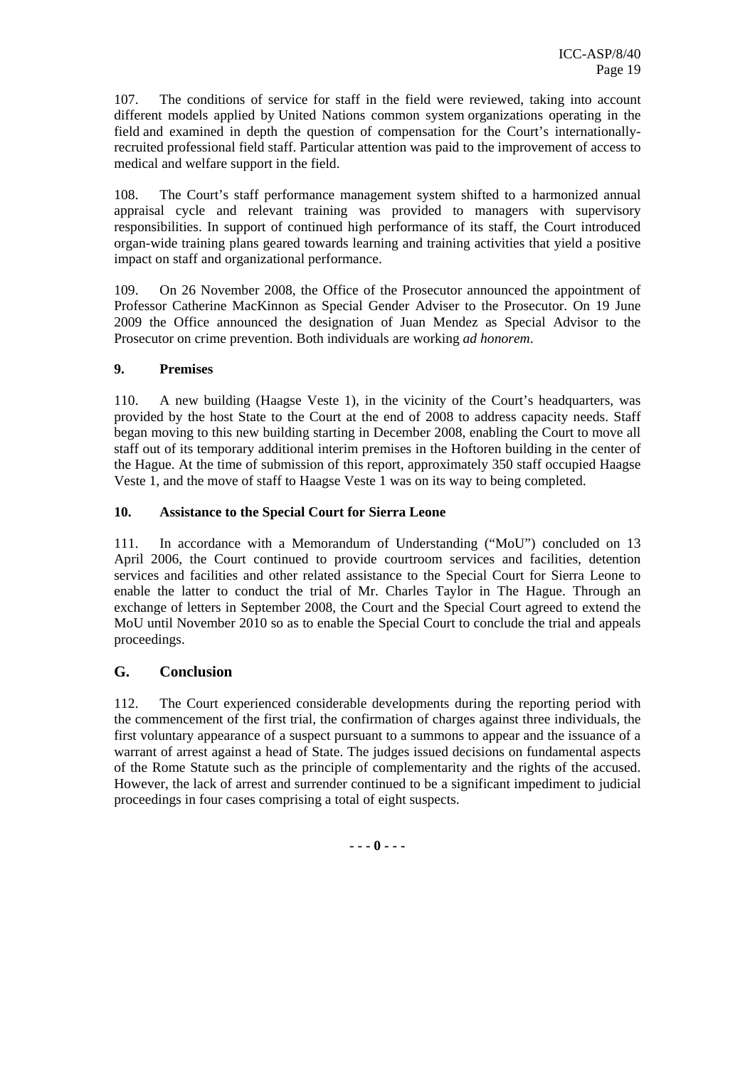107. The conditions of service for staff in the field were reviewed, taking into account different models applied by United Nations common system organizations operating in the field and examined in depth the question of compensation for the Court's internationally-recruited professional field staff. Particular attention was paid to the improvement of access to medical and welfare support in the field.

108. The Court's staff performance management system shifted to a harmonized annual appraisal cycle and relevant training was provided to managers with supervisory responsibilities. In support of continued high performance of its staff, the Court introduced organ-wide training plans geared towards learning and training activities that yield a positive impact on staff and organizational performance.

109. On 26 November 2008, the Office of the Prosecutor announced the appointment of Professor Catherine MacKinnon as Special Gender Adviser to the Prosecutor. On 19 June 2009 the Office announced the designation of Juan Mendez as Special Advisor to the Prosecutor on crime prevention. Both individuals are working *ad honorem*.

### 9. Premises

110. A new building (Haagse Veste 1), in the vicinity of the Court's headquarters, was provided by the host State to the Court at the end of 2008 to address capacity needs. Staff began moving to this new building starting in December 2008, enabling the Court to move all staff out of its temporary additional interim premises in the Hoftoren building in the center of the Hague. At the time of submission of this report, approximately 350 staff occupied Haagse Veste 1, and the move of staff to Haagse Veste 1 was on its way to being completed.

### 10. Assistance to the Special Court for Sierra Leone

111. In accordance with a Memorandum of Understanding ("MoU") concluded on 13 April 2006, the Court continued to provide courtroom services and facilities, detention services and facilities and other related assistance to the Special Court for Sierra Leone to enable the latter to conduct the trial of Mr. Charles Taylor in The Hague. Through an exchange of letters in September 2008, the Court and the Special Court agreed to extend the MoU until November 2010 so as to enable the Special Court to conclude the trial and appeals proceedings.

## G. Conclusion

112. The Court experienced considerable developments during the reporting period with the commencement of the first trial, the confirmation of charges against three individuals, the first voluntary appearance of a suspect pursuant to a summons to appear and the issuance of a warrant of arrest against a head of State. The judges issued decisions on fundamental aspects of the Rome Statute such as the principle of complementarity and the rights of the accused. However, the lack of arrest and surrender continued to be a significant impediment to judicial proceedings in four cases comprising a total of eight suspects.

**- - - 0 - - -**